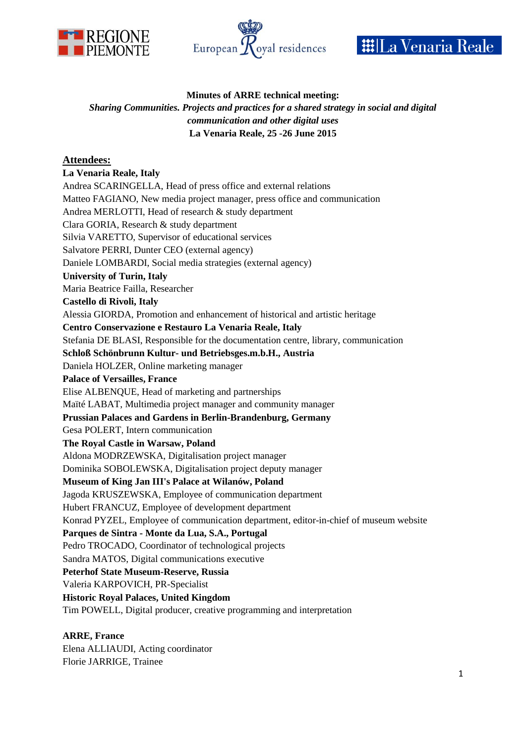**Minutes of ARRE technical meeting:**

***Sharing Communities. Projects and practices for a shared strategy in social and digital communication and other digital uses***

**La Venaria Reale, 25 -26 June 2015**

## Attendees:

**La Venaria Reale, Italy**
Andrea SCARINGELLA, Head of press office and external relations
Matteo FAGIANO, New media project manager, press office and communication
Andrea MERLOTTI, Head of research & study department
Clara GORIA, Research & study department
Silvia VARETTO, Supervisor of educational services
Salvatore PERRI, Dunter CEO (external agency)
Daniele LOMBARDI, Social media strategies (external agency)

**University of Turin, Italy**
Maria Beatrice Failla, Researcher

**Castello di Rivoli, Italy**
Alessia GIORDA, Promotion and enhancement of historical and artistic heritage

**Centro Conservazione e Restauro La Venaria Reale, Italy**
Stefania DE BLASI, Responsible for the documentation centre, library, communication

**Schloß Schönbrunn Kultur- und Betriebsges.m.b.H., Austria**
Daniela HOLZER, Online marketing manager

**Palace of Versailles, France**
Elise ALBENQUE, Head of marketing and partnerships
Maïté LABAT, Multimedia project manager and community manager

**Prussian Palaces and Gardens in Berlin-Brandenburg, Germany**
Gesa POLERT, Intern communication

**The Royal Castle in Warsaw, Poland**
Aldona MODRZEWSKA, Digitalisation project manager
Dominika SOBOLEWSKA, Digitalisation project deputy manager

**Museum of King Jan III's Palace at Wilanów, Poland**
Jagoda KRUSZEWSKA, Employee of communication department
Hubert FRANCUZ, Employee of development department
Konrad PYZEL, Employee of communication department, editor-in-chief of museum website

**Parques de Sintra - Monte da Lua, S.A., Portugal**
Pedro TROCADO, Coordinator of technological projects
Sandra MATOS, Digital communications executive

**Peterhof State Museum-Reserve, Russia**
Valeria KARPOVICH, PR-Specialist

**Historic Royal Palaces, United Kingdom**
Tim POWELL, Digital producer, creative programming and interpretation

**ARRE, France**
Elena ALLIAUDI, Acting coordinator
Florie JARRIGE, Trainee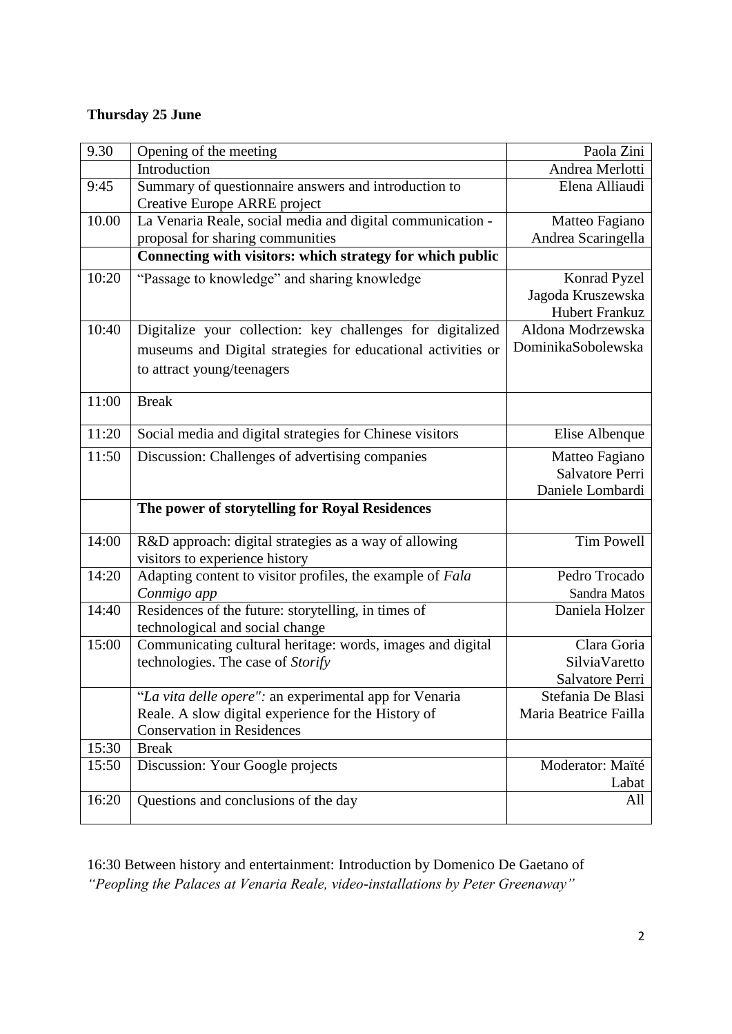**Thursday 25 June**

| | | |
|---|---|---|
| 9.30 | Opening of the meeting | Paola Zini |
| | Introduction | Andrea Merlotti |
| 9:45 | Summary of questionnaire answers and introduction to Creative Europe ARRE project | Elena Alliaudi |
| 10.00 | La Venaria Reale, social media and digital communication - proposal for sharing communities | Matteo Fagiano<br>Andrea Scaringella |
| | **Connecting with visitors: which strategy for which public** | |
| 10:20 | "Passage to knowledge" and sharing knowledge | Konrad Pyzel<br>Jagoda Kruszewska<br>Hubert Frankuz |
| 10:40 | Digitalize your collection: key challenges for digitalized museums and Digital strategies for educational activities or to attract young/teenagers | Aldona Modrzewska<br>DominikaSobolewska |
| 11:00 | Break | |
| 11:20 | Social media and digital strategies for Chinese visitors | Elise Albenque |
| 11:50 | Discussion: Challenges of advertising companies | Matteo Fagiano<br>Salvatore Perri<br>Daniele Lombardi |
| | **The power of storytelling for Royal Residences** | |
| 14:00 | R&D approach: digital strategies as a way of allowing visitors to experience history | Tim Powell |
| 14:20 | Adapting content to visitor profiles, the example of *Fala Conmigo app* | Pedro Trocado<br>Sandra Matos |
| 14:40 | Residences of the future: storytelling, in times of technological and social change | Daniela Holzer |
| 15:00 | Communicating cultural heritage: words, images and digital technologies. The case of *Storify* | Clara Goria<br>SilviaVaretto<br>Salvatore Perri |
| | "*La vita delle opere":* an experimental app for Venaria Reale. A slow digital experience for the History of Conservation in Residences | Stefania De Blasi<br>Maria Beatrice Failla |
| 15:30 | Break | |
| 15:50 | Discussion: Your Google projects | Moderator: Maïté Labat |
| 16:20 | Questions and conclusions of the day | All |

16:30 Between history and entertainment: Introduction by Domenico De Gaetano of *"Peopling the Palaces at Venaria Reale, video-installations by Peter Greenaway"*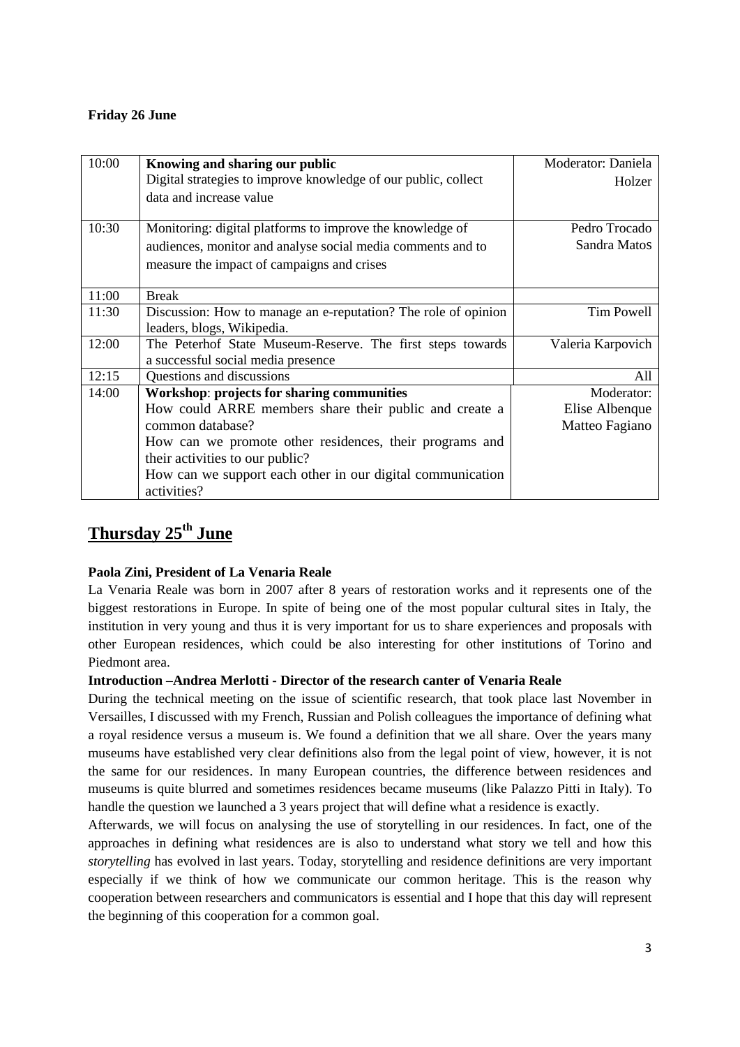**Friday 26 June**

| 10:00 | **Knowing and sharing our public**<br>Digital strategies to improve knowledge of our public, collect data and increase value | Moderator: Daniela Holzer |
|---|---|---|
| 10:30 | Monitoring: digital platforms to improve the knowledge of audiences, monitor and analyse social media comments and to measure the impact of campaigns and crises | Pedro Trocado<br>Sandra Matos |
| 11:00 | Break | |
| 11:30 | Discussion: How to manage an e-reputation? The role of opinion leaders, blogs, Wikipedia. | Tim Powell |
| 12:00 | The Peterhof State Museum-Reserve. The first steps towards a successful social media presence | Valeria Karpovich |
| 12:15 | Questions and discussions | All |
| 14:00 | **Workshop**: **projects for sharing communities**<br>How could ARRE members share their public and create a common database?<br>How can we promote other residences, their programs and their activities to our public?<br>How can we support each other in our digital communication activities? | Moderator:<br>Elise Albenque<br>Matteo Fagiano |

## Thursday 25th June

**Paola Zini, President of La Venaria Reale**

La Venaria Reale was born in 2007 after 8 years of restoration works and it represents one of the biggest restorations in Europe. In spite of being one of the most popular cultural sites in Italy, the institution in very young and thus it is very important for us to share experiences and proposals with other European residences, which could be also interesting for other institutions of Torino and Piedmont area.

**Introduction –Andrea Merlotti - Director of the research canter of Venaria Reale**

During the technical meeting on the issue of scientific research, that took place last November in Versailles, I discussed with my French, Russian and Polish colleagues the importance of defining what a royal residence versus a museum is. We found a definition that we all share. Over the years many museums have established very clear definitions also from the legal point of view, however, it is not the same for our residences. In many European countries, the difference between residences and museums is quite blurred and sometimes residences became museums (like Palazzo Pitti in Italy). To handle the question we launched a 3 years project that will define what a residence is exactly.

Afterwards, we will focus on analysing the use of storytelling in our residences. In fact, one of the approaches in defining what residences are is also to understand what story we tell and how this *storytelling* has evolved in last years. Today, storytelling and residence definitions are very important especially if we think of how we communicate our common heritage. This is the reason why cooperation between researchers and communicators is essential and I hope that this day will represent the beginning of this cooperation for a common goal.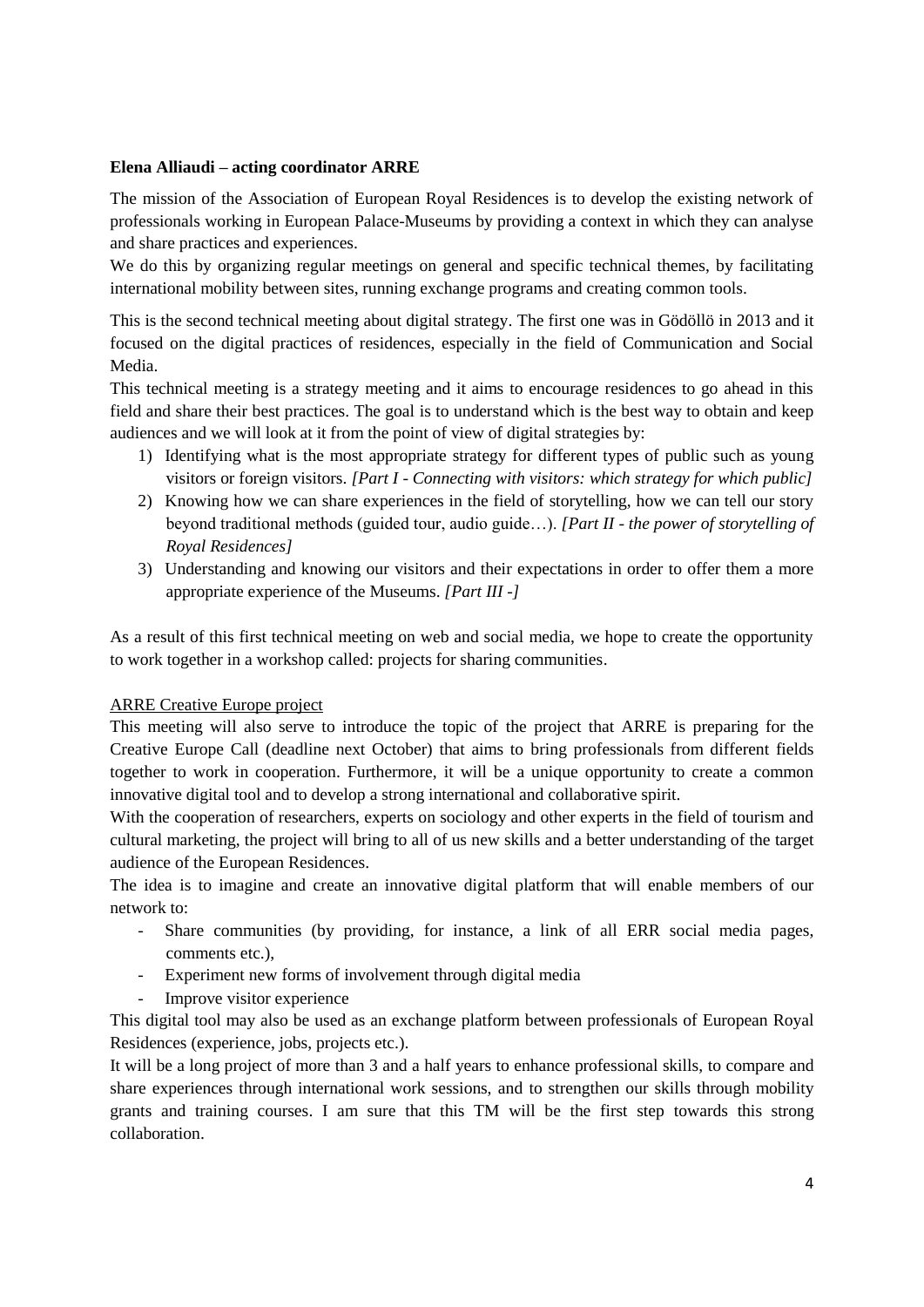**Elena Alliaudi – acting coordinator ARRE**

The mission of the Association of European Royal Residences is to develop the existing network of professionals working in European Palace-Museums by providing a context in which they can analyse and share practices and experiences.
We do this by organizing regular meetings on general and specific technical themes, by facilitating international mobility between sites, running exchange programs and creating common tools.

This is the second technical meeting about digital strategy. The first one was in Gödöllö in 2013 and it focused on the digital practices of residences, especially in the field of Communication and Social Media.
This technical meeting is a strategy meeting and it aims to encourage residences to go ahead in this field and share their best practices. The goal is to understand which is the best way to obtain and keep audiences and we will look at it from the point of view of digital strategies by:

1) Identifying what is the most appropriate strategy for different types of public such as young visitors or foreign visitors. *[Part I - Connecting with visitors: which strategy for which public]*
2) Knowing how we can share experiences in the field of storytelling, how we can tell our story beyond traditional methods (guided tour, audio guide…). *[Part II - the power of storytelling of Royal Residences]*
3) Understanding and knowing our visitors and their expectations in order to offer them a more appropriate experience of the Museums. *[Part III -]*

As a result of this first technical meeting on web and social media, we hope to create the opportunity to work together in a workshop called: projects for sharing communities.

<u>ARRE Creative Europe project</u>

This meeting will also serve to introduce the topic of the project that ARRE is preparing for the Creative Europe Call (deadline next October) that aims to bring professionals from different fields together to work in cooperation. Furthermore, it will be a unique opportunity to create a common innovative digital tool and to develop a strong international and collaborative spirit.
With the cooperation of researchers, experts on sociology and other experts in the field of tourism and cultural marketing, the project will bring to all of us new skills and a better understanding of the target audience of the European Residences.
The idea is to imagine and create an innovative digital platform that will enable members of our network to:

- Share communities (by providing, for instance, a link of all ERR social media pages, comments etc.),
- Experiment new forms of involvement through digital media
- Improve visitor experience

This digital tool may also be used as an exchange platform between professionals of European Royal Residences (experience, jobs, projects etc.).
It will be a long project of more than 3 and a half years to enhance professional skills, to compare and share experiences through international work sessions, and to strengthen our skills through mobility grants and training courses. I am sure that this TM will be the first step towards this strong collaboration.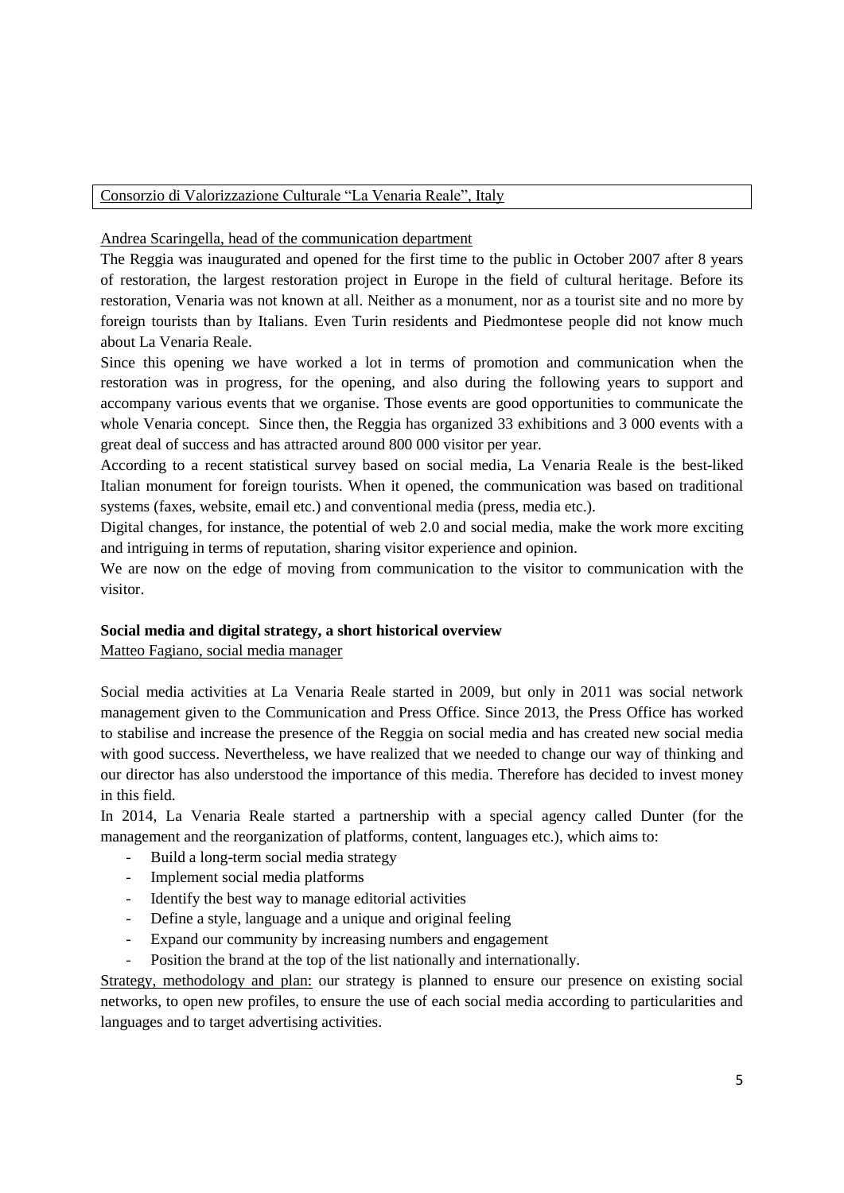Consorzio di Valorizzazione Culturale "La Venaria Reale", Italy

Andrea Scaringella, head of the communication department

The Reggia was inaugurated and opened for the first time to the public in October 2007 after 8 years of restoration, the largest restoration project in Europe in the field of cultural heritage. Before its restoration, Venaria was not known at all. Neither as a monument, nor as a tourist site and no more by foreign tourists than by Italians. Even Turin residents and Piedmontese people did not know much about La Venaria Reale.

Since this opening we have worked a lot in terms of promotion and communication when the restoration was in progress, for the opening, and also during the following years to support and accompany various events that we organise. Those events are good opportunities to communicate the whole Venaria concept. Since then, the Reggia has organized 33 exhibitions and 3 000 events with a great deal of success and has attracted around 800 000 visitor per year.

According to a recent statistical survey based on social media, La Venaria Reale is the best-liked Italian monument for foreign tourists. When it opened, the communication was based on traditional systems (faxes, website, email etc.) and conventional media (press, media etc.).

Digital changes, for instance, the potential of web 2.0 and social media, make the work more exciting and intriguing in terms of reputation, sharing visitor experience and opinion.

We are now on the edge of moving from communication to the visitor to communication with the visitor.

**Social media and digital strategy, a short historical overview**

Matteo Fagiano, social media manager

Social media activities at La Venaria Reale started in 2009, but only in 2011 was social network management given to the Communication and Press Office. Since 2013, the Press Office has worked to stabilise and increase the presence of the Reggia on social media and has created new social media with good success. Nevertheless, we have realized that we needed to change our way of thinking and our director has also understood the importance of this media. Therefore has decided to invest money in this field.

In 2014, La Venaria Reale started a partnership with a special agency called Dunter (for the management and the reorganization of platforms, content, languages etc.), which aims to:

- Build a long-term social media strategy
- Implement social media platforms
- Identify the best way to manage editorial activities
- Define a style, language and a unique and original feeling
- Expand our community by increasing numbers and engagement
- Position the brand at the top of the list nationally and internationally.

Strategy, methodology and plan: our strategy is planned to ensure our presence on existing social networks, to open new profiles, to ensure the use of each social media according to particularities and languages and to target advertising activities.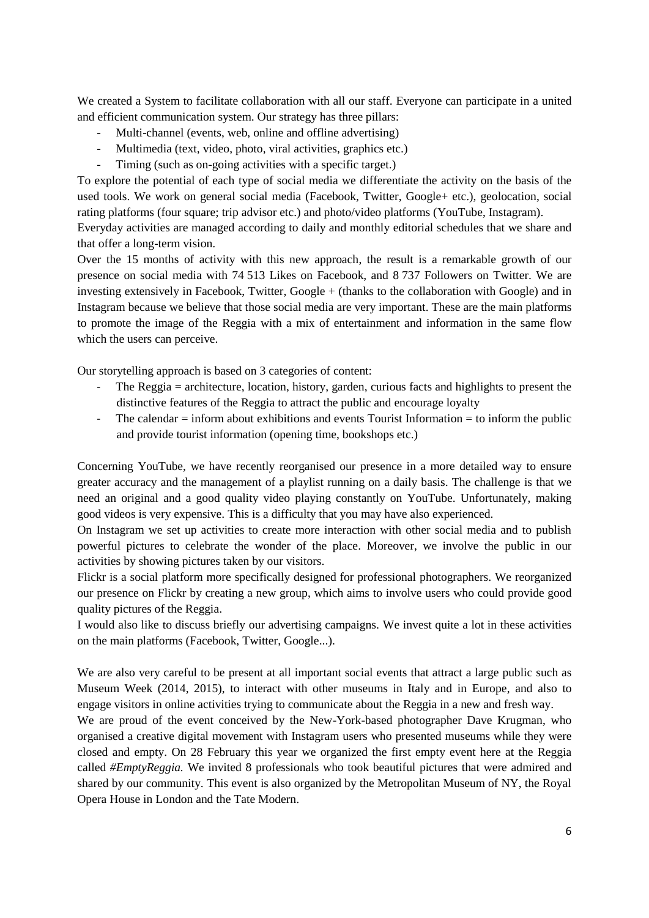We created a System to facilitate collaboration with all our staff. Everyone can participate in a united and efficient communication system. Our strategy has three pillars:

- Multi-channel (events, web, online and offline advertising)
- Multimedia (text, video, photo, viral activities, graphics etc.)
- Timing (such as on-going activities with a specific target.)

To explore the potential of each type of social media we differentiate the activity on the basis of the used tools. We work on general social media (Facebook, Twitter, Google+ etc.), geolocation, social rating platforms (four square; trip advisor etc.) and photo/video platforms (YouTube, Instagram).

Everyday activities are managed according to daily and monthly editorial schedules that we share and that offer a long-term vision.

Over the 15 months of activity with this new approach, the result is a remarkable growth of our presence on social media with 74 513 Likes on Facebook, and 8 737 Followers on Twitter. We are investing extensively in Facebook, Twitter, Google + (thanks to the collaboration with Google) and in Instagram because we believe that those social media are very important. These are the main platforms to promote the image of the Reggia with a mix of entertainment and information in the same flow which the users can perceive.

Our storytelling approach is based on 3 categories of content:

- The Reggia = architecture, location, history, garden, curious facts and highlights to present the distinctive features of the Reggia to attract the public and encourage loyalty
- The calendar = inform about exhibitions and events Tourist Information = to inform the public and provide tourist information (opening time, bookshops etc.)

Concerning YouTube, we have recently reorganised our presence in a more detailed way to ensure greater accuracy and the management of a playlist running on a daily basis. The challenge is that we need an original and a good quality video playing constantly on YouTube. Unfortunately, making good videos is very expensive. This is a difficulty that you may have also experienced.

On Instagram we set up activities to create more interaction with other social media and to publish powerful pictures to celebrate the wonder of the place. Moreover, we involve the public in our activities by showing pictures taken by our visitors.

Flickr is a social platform more specifically designed for professional photographers. We reorganized our presence on Flickr by creating a new group, which aims to involve users who could provide good quality pictures of the Reggia.

I would also like to discuss briefly our advertising campaigns. We invest quite a lot in these activities on the main platforms (Facebook, Twitter, Google...).

We are also very careful to be present at all important social events that attract a large public such as Museum Week (2014, 2015), to interact with other museums in Italy and in Europe, and also to engage visitors in online activities trying to communicate about the Reggia in a new and fresh way.

We are proud of the event conceived by the New-York-based photographer Dave Krugman, who organised a creative digital movement with Instagram users who presented museums while they were closed and empty. On 28 February this year we organized the first empty event here at the Reggia called *#EmptyReggia.* We invited 8 professionals who took beautiful pictures that were admired and shared by our community. This event is also organized by the Metropolitan Museum of NY, the Royal Opera House in London and the Tate Modern.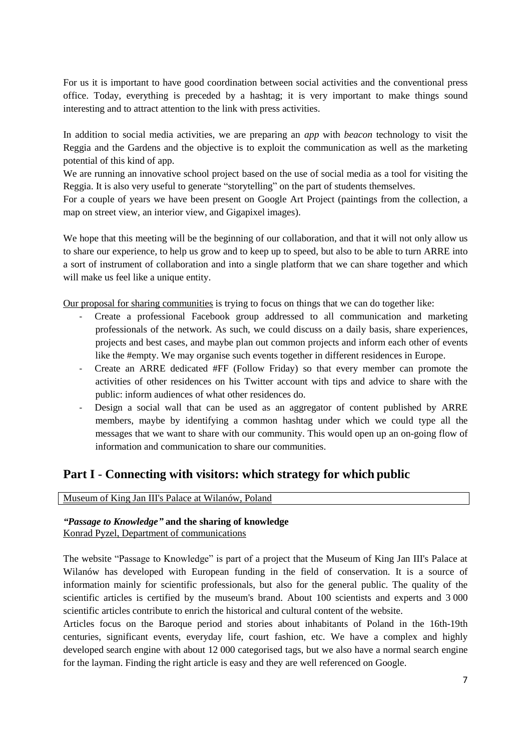For us it is important to have good coordination between social activities and the conventional press office. Today, everything is preceded by a hashtag; it is very important to make things sound interesting and to attract attention to the link with press activities.

In addition to social media activities, we are preparing an *app* with *beacon* technology to visit the Reggia and the Gardens and the objective is to exploit the communication as well as the marketing potential of this kind of app.

We are running an innovative school project based on the use of social media as a tool for visiting the Reggia. It is also very useful to generate "storytelling" on the part of students themselves.

For a couple of years we have been present on Google Art Project (paintings from the collection, a map on street view, an interior view, and Gigapixel images).

We hope that this meeting will be the beginning of our collaboration, and that it will not only allow us to share our experience, to help us grow and to keep up to speed, but also to be able to turn ARRE into a sort of instrument of collaboration and into a single platform that we can share together and which will make us feel like a unique entity.

<u>Our proposal for sharing communities</u> is trying to focus on things that we can do together like:

- Create a professional Facebook group addressed to all communication and marketing professionals of the network. As such, we could discuss on a daily basis, share experiences, projects and best cases, and maybe plan out common projects and inform each other of events like the #empty. We may organise such events together in different residences in Europe.
- Create an ARRE dedicated #FF (Follow Friday) so that every member can promote the activities of other residences on his Twitter account with tips and advice to share with the public: inform audiences of what other residences do.
- Design a social wall that can be used as an aggregator of content published by ARRE members, maybe by identifying a common hashtag under which we could type all the messages that we want to share with our community. This would open up an on-going flow of information and communication to share our communities.

## Part I - Connecting with visitors: which strategy for which public

<u>Museum of King Jan III's Palace at Wilanów, Poland</u>

***"Passage to Knowledge"*** **and the sharing of knowledge**
<u>Konrad Pyzel, Department of communications</u>

The website "Passage to Knowledge" is part of a project that the Museum of King Jan III's Palace at Wilanów has developed with European funding in the field of conservation. It is a source of information mainly for scientific professionals, but also for the general public. The quality of the scientific articles is certified by the museum's brand. About 100 scientists and experts and 3 000 scientific articles contribute to enrich the historical and cultural content of the website.

Articles focus on the Baroque period and stories about inhabitants of Poland in the 16th-19th centuries, significant events, everyday life, court fashion, etc. We have a complex and highly developed search engine with about 12 000 categorised tags, but we also have a normal search engine for the layman. Finding the right article is easy and they are well referenced on Google.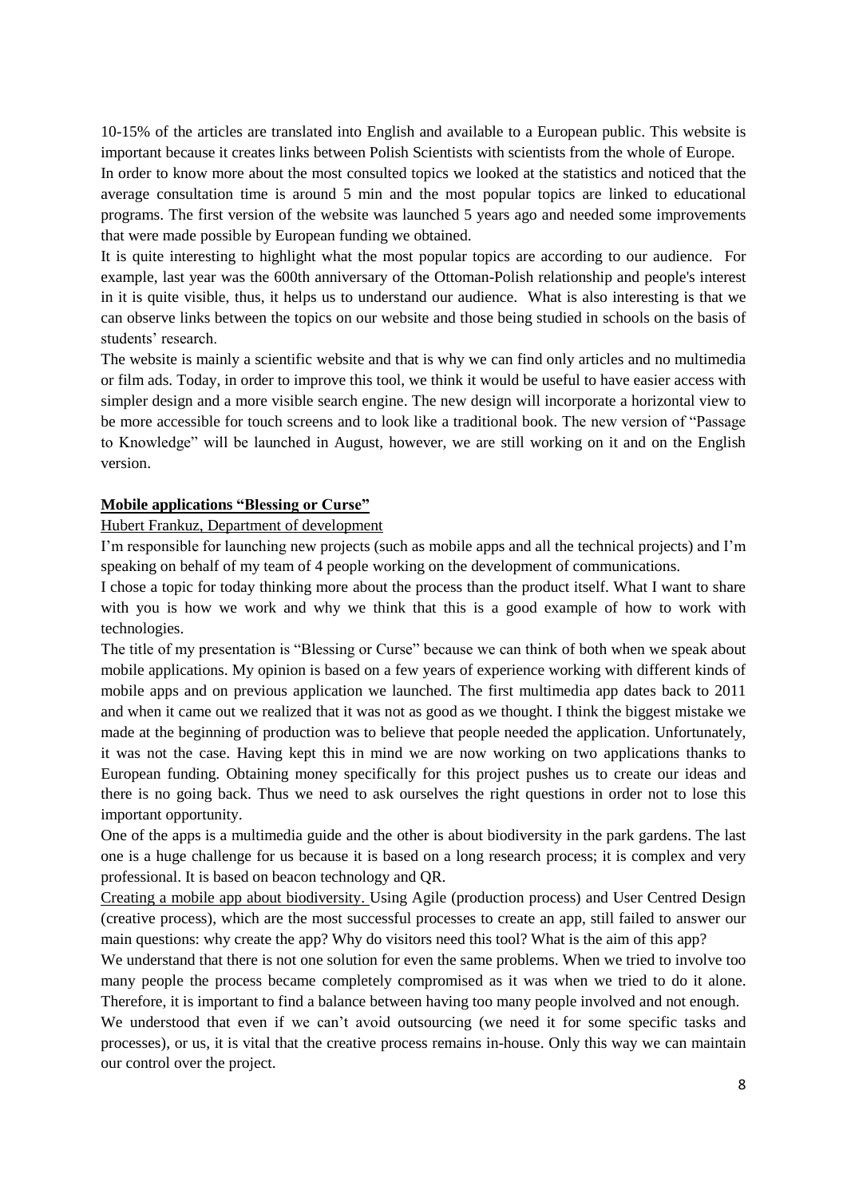10-15% of the articles are translated into English and available to a European public. This website is important because it creates links between Polish Scientists with scientists from the whole of Europe.

In order to know more about the most consulted topics we looked at the statistics and noticed that the average consultation time is around 5 min and the most popular topics are linked to educational programs. The first version of the website was launched 5 years ago and needed some improvements that were made possible by European funding we obtained.

It is quite interesting to highlight what the most popular topics are according to our audience. For example, last year was the 600th anniversary of the Ottoman-Polish relationship and people's interest in it is quite visible, thus, it helps us to understand our audience. What is also interesting is that we can observe links between the topics on our website and those being studied in schools on the basis of students' research.

The website is mainly a scientific website and that is why we can find only articles and no multimedia or film ads. Today, in order to improve this tool, we think it would be useful to have easier access with simpler design and a more visible search engine. The new design will incorporate a horizontal view to be more accessible for touch screens and to look like a traditional book. The new version of "Passage to Knowledge" will be launched in August, however, we are still working on it and on the English version.

**Mobile applications "Blessing or Curse"**

Hubert Frankuz, Department of development

I'm responsible for launching new projects (such as mobile apps and all the technical projects) and I'm speaking on behalf of my team of 4 people working on the development of communications.

I chose a topic for today thinking more about the process than the product itself. What I want to share with you is how we work and why we think that this is a good example of how to work with technologies.

The title of my presentation is "Blessing or Curse" because we can think of both when we speak about mobile applications. My opinion is based on a few years of experience working with different kinds of mobile apps and on previous application we launched. The first multimedia app dates back to 2011 and when it came out we realized that it was not as good as we thought. I think the biggest mistake we made at the beginning of production was to believe that people needed the application. Unfortunately, it was not the case. Having kept this in mind we are now working on two applications thanks to European funding. Obtaining money specifically for this project pushes us to create our ideas and there is no going back. Thus we need to ask ourselves the right questions in order not to lose this important opportunity.

One of the apps is a multimedia guide and the other is about biodiversity in the park gardens. The last one is a huge challenge for us because it is based on a long research process; it is complex and very professional. It is based on beacon technology and QR.

Creating a mobile app about biodiversity. Using Agile (production process) and User Centred Design (creative process), which are the most successful processes to create an app, still failed to answer our main questions: why create the app? Why do visitors need this tool? What is the aim of this app?

We understand that there is not one solution for even the same problems. When we tried to involve too many people the process became completely compromised as it was when we tried to do it alone. Therefore, it is important to find a balance between having too many people involved and not enough.

We understood that even if we can't avoid outsourcing (we need it for some specific tasks and processes), or us, it is vital that the creative process remains in-house. Only this way we can maintain our control over the project.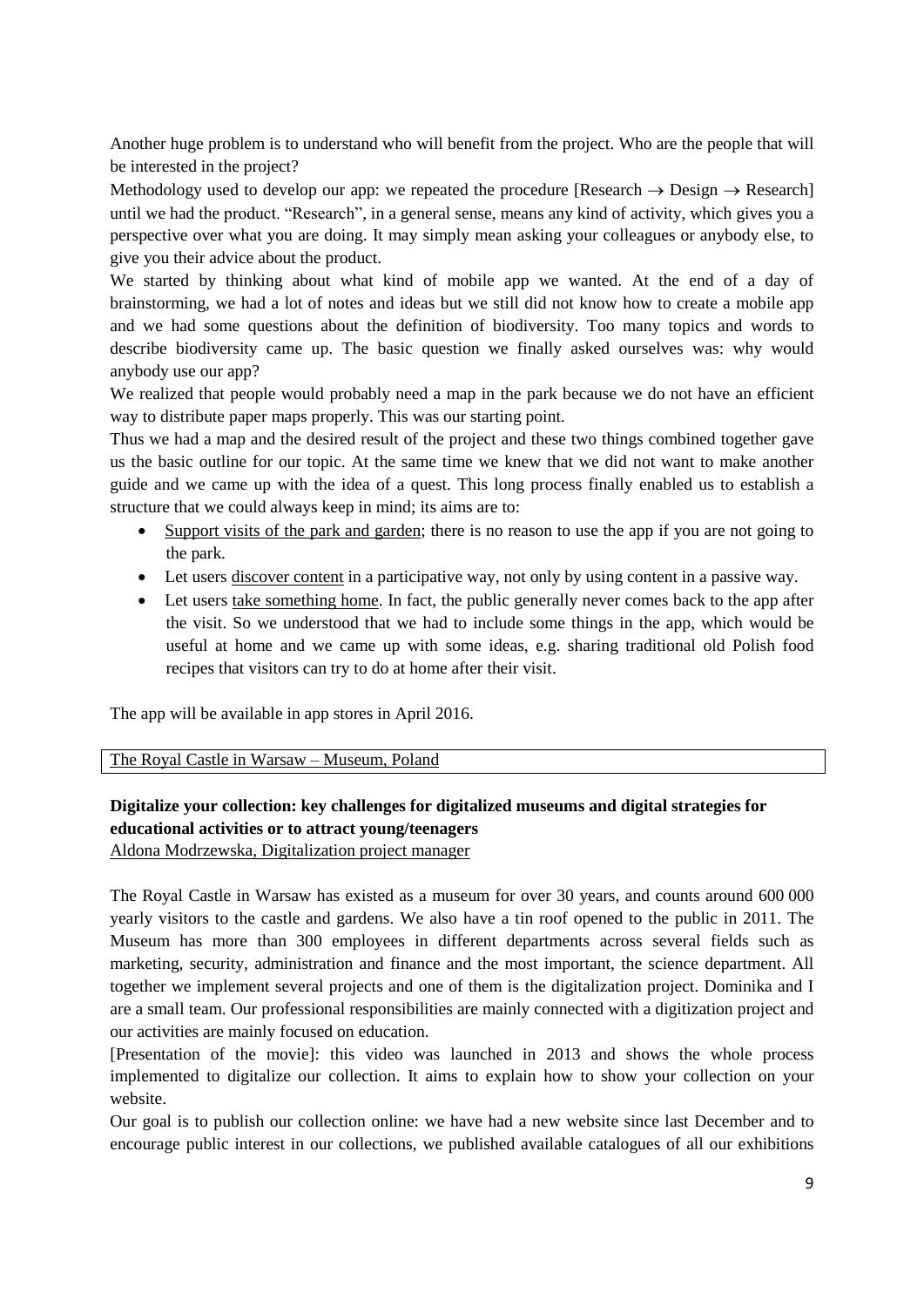Another huge problem is to understand who will benefit from the project. Who are the people that will be interested in the project?

Methodology used to develop our app: we repeated the procedure [Research → Design → Research] until we had the product. "Research", in a general sense, means any kind of activity, which gives you a perspective over what you are doing. It may simply mean asking your colleagues or anybody else, to give you their advice about the product.

We started by thinking about what kind of mobile app we wanted. At the end of a day of brainstorming, we had a lot of notes and ideas but we still did not know how to create a mobile app and we had some questions about the definition of biodiversity. Too many topics and words to describe biodiversity came up. The basic question we finally asked ourselves was: why would anybody use our app?

We realized that people would probably need a map in the park because we do not have an efficient way to distribute paper maps properly. This was our starting point.

Thus we had a map and the desired result of the project and these two things combined together gave us the basic outline for our topic. At the same time we knew that we did not want to make another guide and we came up with the idea of a quest. This long process finally enabled us to establish a structure that we could always keep in mind; its aims are to:

- Support visits of the park and garden; there is no reason to use the app if you are not going to the park.
- Let users discover content in a participative way, not only by using content in a passive way.
- Let users take something home. In fact, the public generally never comes back to the app after the visit. So we understood that we had to include some things in the app, which would be useful at home and we came up with some ideas, e.g. sharing traditional old Polish food recipes that visitors can try to do at home after their visit.

The app will be available in app stores in April 2016.

The Royal Castle in Warsaw – Museum, Poland

**Digitalize your collection: key challenges for digitalized museums and digital strategies for educational activities or to attract young/teenagers**

Aldona Modrzewska, Digitalization project manager

The Royal Castle in Warsaw has existed as a museum for over 30 years, and counts around 600 000 yearly visitors to the castle and gardens. We also have a tin roof opened to the public in 2011. The Museum has more than 300 employees in different departments across several fields such as marketing, security, administration and finance and the most important, the science department. All together we implement several projects and one of them is the digitalization project. Dominika and I are a small team. Our professional responsibilities are mainly connected with a digitization project and our activities are mainly focused on education.

[Presentation of the movie]: this video was launched in 2013 and shows the whole process implemented to digitalize our collection. It aims to explain how to show your collection on your website.

Our goal is to publish our collection online: we have had a new website since last December and to encourage public interest in our collections, we published available catalogues of all our exhibitions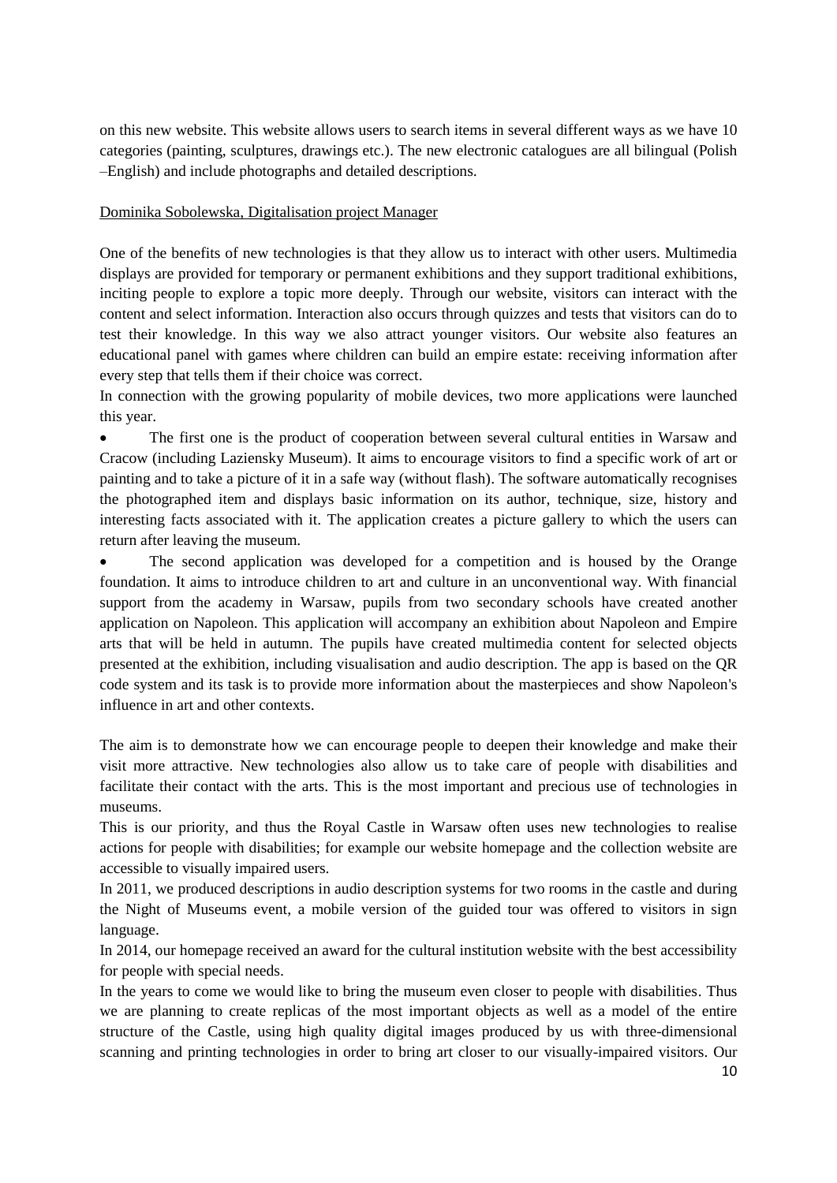on this new website. This website allows users to search items in several different ways as we have 10 categories (painting, sculptures, drawings etc.). The new electronic catalogues are all bilingual (Polish –English) and include photographs and detailed descriptions.

Dominika Sobolewska, Digitalisation project Manager

One of the benefits of new technologies is that they allow us to interact with other users. Multimedia displays are provided for temporary or permanent exhibitions and they support traditional exhibitions, inciting people to explore a topic more deeply. Through our website, visitors can interact with the content and select information. Interaction also occurs through quizzes and tests that visitors can do to test their knowledge. In this way we also attract younger visitors. Our website also features an educational panel with games where children can build an empire estate: receiving information after every step that tells them if their choice was correct.

In connection with the growing popularity of mobile devices, two more applications were launched this year.

- The first one is the product of cooperation between several cultural entities in Warsaw and Cracow (including Laziensky Museum). It aims to encourage visitors to find a specific work of art or painting and to take a picture of it in a safe way (without flash). The software automatically recognises the photographed item and displays basic information on its author, technique, size, history and interesting facts associated with it. The application creates a picture gallery to which the users can return after leaving the museum.
- The second application was developed for a competition and is housed by the Orange foundation. It aims to introduce children to art and culture in an unconventional way. With financial support from the academy in Warsaw, pupils from two secondary schools have created another application on Napoleon. This application will accompany an exhibition about Napoleon and Empire arts that will be held in autumn. The pupils have created multimedia content for selected objects presented at the exhibition, including visualisation and audio description. The app is based on the QR code system and its task is to provide more information about the masterpieces and show Napoleon's influence in art and other contexts.

The aim is to demonstrate how we can encourage people to deepen their knowledge and make their visit more attractive. New technologies also allow us to take care of people with disabilities and facilitate their contact with the arts. This is the most important and precious use of technologies in museums.

This is our priority, and thus the Royal Castle in Warsaw often uses new technologies to realise actions for people with disabilities; for example our website homepage and the collection website are accessible to visually impaired users.

In 2011, we produced descriptions in audio description systems for two rooms in the castle and during the Night of Museums event, a mobile version of the guided tour was offered to visitors in sign language.

In 2014, our homepage received an award for the cultural institution website with the best accessibility for people with special needs.

In the years to come we would like to bring the museum even closer to people with disabilities. Thus we are planning to create replicas of the most important objects as well as a model of the entire structure of the Castle, using high quality digital images produced by us with three-dimensional scanning and printing technologies in order to bring art closer to our visually-impaired visitors. Our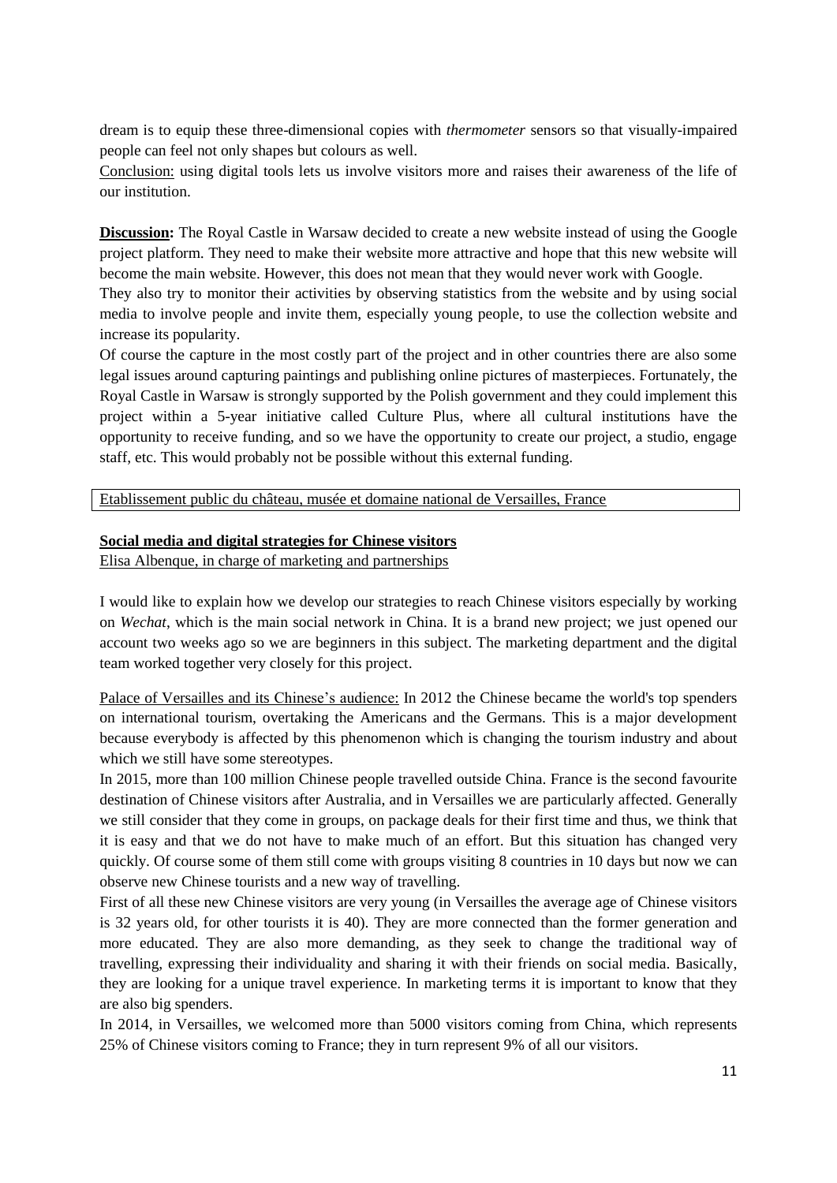dream is to equip these three-dimensional copies with *thermometer* sensors so that visually-impaired people can feel not only shapes but colours as well.

Conclusion: using digital tools lets us involve visitors more and raises their awareness of the life of our institution.

**Discussion:** The Royal Castle in Warsaw decided to create a new website instead of using the Google project platform. They need to make their website more attractive and hope that this new website will become the main website. However, this does not mean that they would never work with Google.

They also try to monitor their activities by observing statistics from the website and by using social media to involve people and invite them, especially young people, to use the collection website and increase its popularity.

Of course the capture in the most costly part of the project and in other countries there are also some legal issues around capturing paintings and publishing online pictures of masterpieces. Fortunately, the Royal Castle in Warsaw is strongly supported by the Polish government and they could implement this project within a 5-year initiative called Culture Plus, where all cultural institutions have the opportunity to receive funding, and so we have the opportunity to create our project, a studio, engage staff, etc. This would probably not be possible without this external funding.

Etablissement public du château, musée et domaine national de Versailles, France

**Social media and digital strategies for Chinese visitors**

Elisa Albenque, in charge of marketing and partnerships

I would like to explain how we develop our strategies to reach Chinese visitors especially by working on *Wechat*, which is the main social network in China. It is a brand new project; we just opened our account two weeks ago so we are beginners in this subject. The marketing department and the digital team worked together very closely for this project.

Palace of Versailles and its Chinese's audience: In 2012 the Chinese became the world's top spenders on international tourism, overtaking the Americans and the Germans. This is a major development because everybody is affected by this phenomenon which is changing the tourism industry and about which we still have some stereotypes.

In 2015, more than 100 million Chinese people travelled outside China. France is the second favourite destination of Chinese visitors after Australia, and in Versailles we are particularly affected. Generally we still consider that they come in groups, on package deals for their first time and thus, we think that it is easy and that we do not have to make much of an effort. But this situation has changed very quickly. Of course some of them still come with groups visiting 8 countries in 10 days but now we can observe new Chinese tourists and a new way of travelling.

First of all these new Chinese visitors are very young (in Versailles the average age of Chinese visitors is 32 years old, for other tourists it is 40). They are more connected than the former generation and more educated. They are also more demanding, as they seek to change the traditional way of travelling, expressing their individuality and sharing it with their friends on social media. Basically, they are looking for a unique travel experience. In marketing terms it is important to know that they are also big spenders.

In 2014, in Versailles, we welcomed more than 5000 visitors coming from China, which represents 25% of Chinese visitors coming to France; they in turn represent 9% of all our visitors.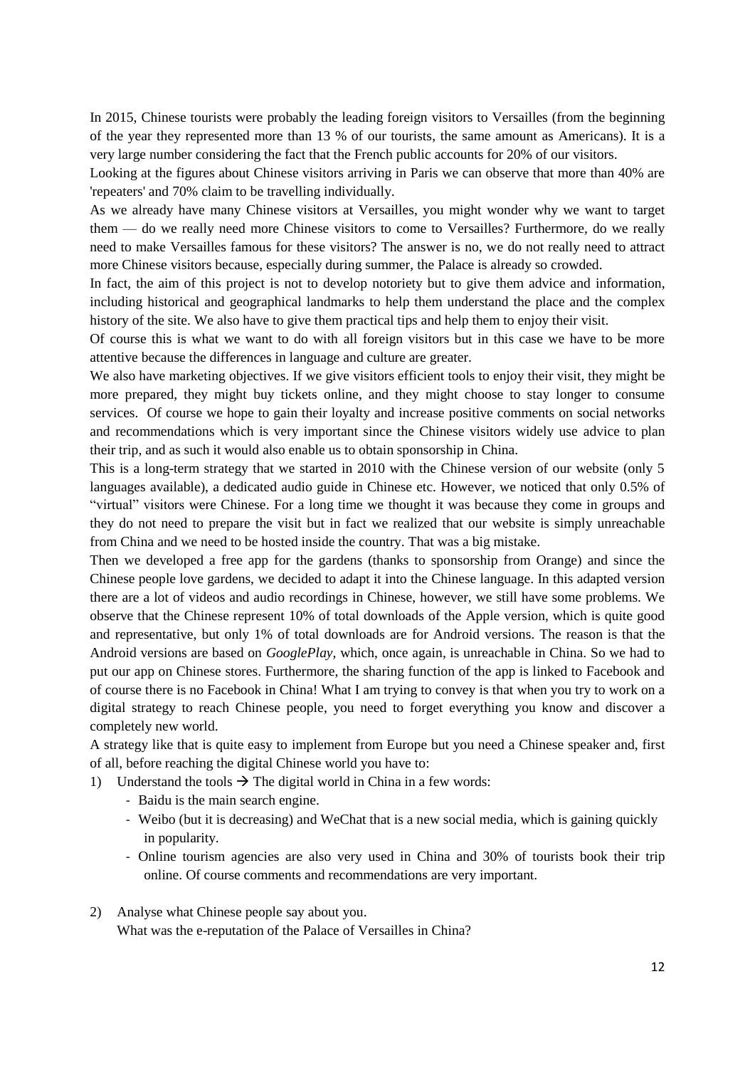In 2015, Chinese tourists were probably the leading foreign visitors to Versailles (from the beginning of the year they represented more than 13 % of our tourists, the same amount as Americans). It is a very large number considering the fact that the French public accounts for 20% of our visitors.

Looking at the figures about Chinese visitors arriving in Paris we can observe that more than 40% are 'repeaters' and 70% claim to be travelling individually.

As we already have many Chinese visitors at Versailles, you might wonder why we want to target them — do we really need more Chinese visitors to come to Versailles? Furthermore, do we really need to make Versailles famous for these visitors? The answer is no, we do not really need to attract more Chinese visitors because, especially during summer, the Palace is already so crowded.

In fact, the aim of this project is not to develop notoriety but to give them advice and information, including historical and geographical landmarks to help them understand the place and the complex history of the site. We also have to give them practical tips and help them to enjoy their visit.

Of course this is what we want to do with all foreign visitors but in this case we have to be more attentive because the differences in language and culture are greater.

We also have marketing objectives. If we give visitors efficient tools to enjoy their visit, they might be more prepared, they might buy tickets online, and they might choose to stay longer to consume services. Of course we hope to gain their loyalty and increase positive comments on social networks and recommendations which is very important since the Chinese visitors widely use advice to plan their trip, and as such it would also enable us to obtain sponsorship in China.

This is a long-term strategy that we started in 2010 with the Chinese version of our website (only 5 languages available), a dedicated audio guide in Chinese etc. However, we noticed that only 0.5% of "virtual" visitors were Chinese. For a long time we thought it was because they come in groups and they do not need to prepare the visit but in fact we realized that our website is simply unreachable from China and we need to be hosted inside the country. That was a big mistake.

Then we developed a free app for the gardens (thanks to sponsorship from Orange) and since the Chinese people love gardens, we decided to adapt it into the Chinese language. In this adapted version there are a lot of videos and audio recordings in Chinese, however, we still have some problems. We observe that the Chinese represent 10% of total downloads of the Apple version, which is quite good and representative, but only 1% of total downloads are for Android versions. The reason is that the Android versions are based on *GooglePlay,* which, once again, is unreachable in China. So we had to put our app on Chinese stores. Furthermore, the sharing function of the app is linked to Facebook and of course there is no Facebook in China! What I am trying to convey is that when you try to work on a digital strategy to reach Chinese people, you need to forget everything you know and discover a completely new world.

A strategy like that is quite easy to implement from Europe but you need a Chinese speaker and, first of all, before reaching the digital Chinese world you have to:

1) Understand the tools → The digital world in China in a few words:
   - Baidu is the main search engine.
   - Weibo (but it is decreasing) and WeChat that is a new social media, which is gaining quickly in popularity.
   - Online tourism agencies are also very used in China and 30% of tourists book their trip online. Of course comments and recommendations are very important.

2) Analyse what Chinese people say about you.
   What was the e-reputation of the Palace of Versailles in China?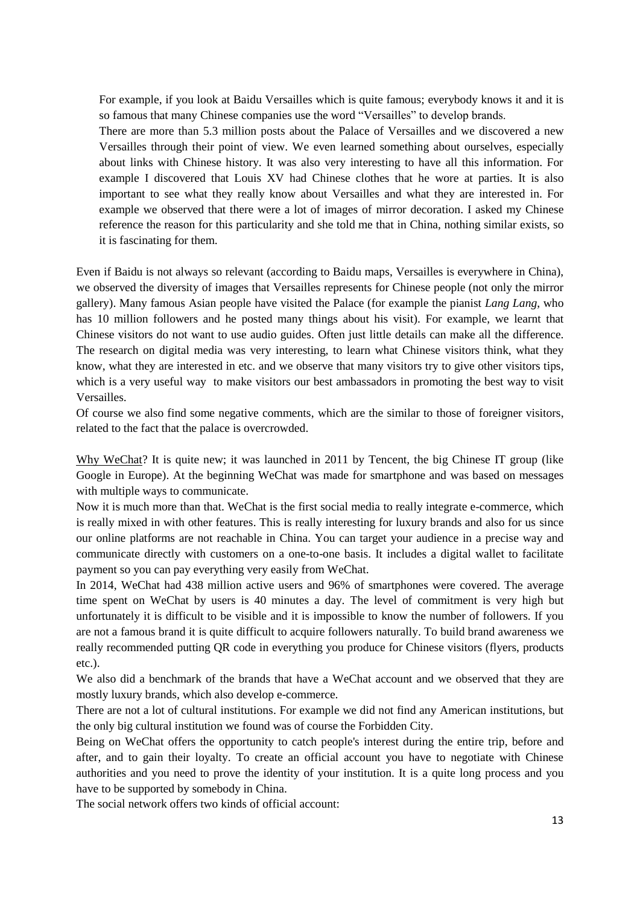For example, if you look at Baidu Versailles which is quite famous; everybody knows it and it is so famous that many Chinese companies use the word "Versailles" to develop brands.
There are more than 5.3 million posts about the Palace of Versailles and we discovered a new Versailles through their point of view. We even learned something about ourselves, especially about links with Chinese history. It was also very interesting to have all this information. For example I discovered that Louis XV had Chinese clothes that he wore at parties. It is also important to see what they really know about Versailles and what they are interested in. For example we observed that there were a lot of images of mirror decoration. I asked my Chinese reference the reason for this particularity and she told me that in China, nothing similar exists, so it is fascinating for them.

Even if Baidu is not always so relevant (according to Baidu maps, Versailles is everywhere in China), we observed the diversity of images that Versailles represents for Chinese people (not only the mirror gallery). Many famous Asian people have visited the Palace (for example the pianist *Lang Lang*, who has 10 million followers and he posted many things about his visit). For example, we learnt that Chinese visitors do not want to use audio guides. Often just little details can make all the difference. The research on digital media was very interesting, to learn what Chinese visitors think, what they know, what they are interested in etc. and we observe that many visitors try to give other visitors tips, which is a very useful way to make visitors our best ambassadors in promoting the best way to visit Versailles.
Of course we also find some negative comments, which are the similar to those of foreigner visitors, related to the fact that the palace is overcrowded.

Why WeChat? It is quite new; it was launched in 2011 by Tencent, the big Chinese IT group (like Google in Europe). At the beginning WeChat was made for smartphone and was based on messages with multiple ways to communicate.
Now it is much more than that. WeChat is the first social media to really integrate e-commerce, which is really mixed in with other features. This is really interesting for luxury brands and also for us since our online platforms are not reachable in China. You can target your audience in a precise way and communicate directly with customers on a one-to-one basis. It includes a digital wallet to facilitate payment so you can pay everything very easily from WeChat.
In 2014, WeChat had 438 million active users and 96% of smartphones were covered. The average time spent on WeChat by users is 40 minutes a day. The level of commitment is very high but unfortunately it is difficult to be visible and it is impossible to know the number of followers. If you are not a famous brand it is quite difficult to acquire followers naturally. To build brand awareness we really recommended putting QR code in everything you produce for Chinese visitors (flyers, products etc.).
We also did a benchmark of the brands that have a WeChat account and we observed that they are mostly luxury brands, which also develop e-commerce.
There are not a lot of cultural institutions. For example we did not find any American institutions, but the only big cultural institution we found was of course the Forbidden City.
Being on WeChat offers the opportunity to catch people's interest during the entire trip, before and after, and to gain their loyalty. To create an official account you have to negotiate with Chinese authorities and you need to prove the identity of your institution. It is a quite long process and you have to be supported by somebody in China.
The social network offers two kinds of official account: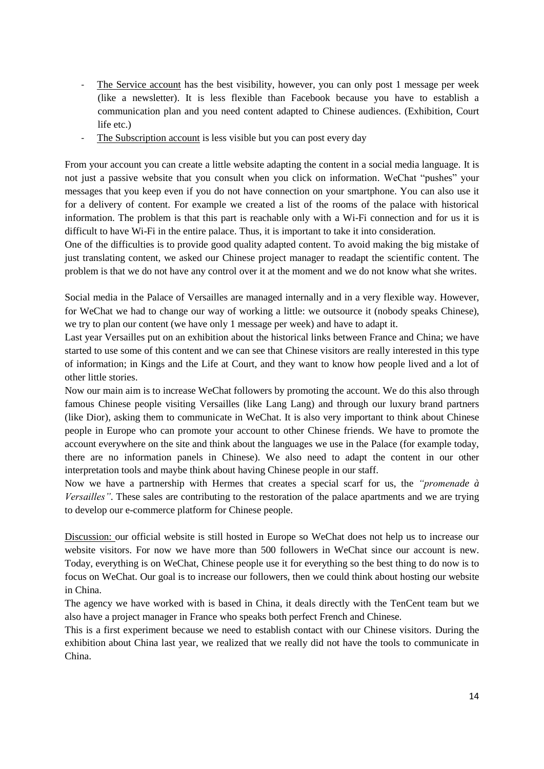- <u>The Service account</u> has the best visibility, however, you can only post 1 message per week (like a newsletter). It is less flexible than Facebook because you have to establish a communication plan and you need content adapted to Chinese audiences. (Exhibition, Court life etc.)
- <u>The Subscription account</u> is less visible but you can post every day

From your account you can create a little website adapting the content in a social media language. It is not just a passive website that you consult when you click on information. WeChat "pushes" your messages that you keep even if you do not have connection on your smartphone. You can also use it for a delivery of content. For example we created a list of the rooms of the palace with historical information. The problem is that this part is reachable only with a Wi-Fi connection and for us it is difficult to have Wi-Fi in the entire palace. Thus, it is important to take it into consideration.

One of the difficulties is to provide good quality adapted content. To avoid making the big mistake of just translating content, we asked our Chinese project manager to readapt the scientific content. The problem is that we do not have any control over it at the moment and we do not know what she writes.

Social media in the Palace of Versailles are managed internally and in a very flexible way. However, for WeChat we had to change our way of working a little: we outsource it (nobody speaks Chinese), we try to plan our content (we have only 1 message per week) and have to adapt it.

Last year Versailles put on an exhibition about the historical links between France and China; we have started to use some of this content and we can see that Chinese visitors are really interested in this type of information; in Kings and the Life at Court, and they want to know how people lived and a lot of other little stories.

Now our main aim is to increase WeChat followers by promoting the account. We do this also through famous Chinese people visiting Versailles (like Lang Lang) and through our luxury brand partners (like Dior), asking them to communicate in WeChat. It is also very important to think about Chinese people in Europe who can promote your account to other Chinese friends. We have to promote the account everywhere on the site and think about the languages we use in the Palace (for example today, there are no information panels in Chinese). We also need to adapt the content in our other interpretation tools and maybe think about having Chinese people in our staff.

Now we have a partnership with Hermes that creates a special scarf for us, the *"promenade à Versailles"*. These sales are contributing to the restoration of the palace apartments and we are trying to develop our e-commerce platform for Chinese people.

<u>Discussion:</u> our official website is still hosted in Europe so WeChat does not help us to increase our website visitors. For now we have more than 500 followers in WeChat since our account is new. Today, everything is on WeChat, Chinese people use it for everything so the best thing to do now is to focus on WeChat. Our goal is to increase our followers, then we could think about hosting our website in China.

The agency we have worked with is based in China, it deals directly with the TenCent team but we also have a project manager in France who speaks both perfect French and Chinese.

This is a first experiment because we need to establish contact with our Chinese visitors. During the exhibition about China last year, we realized that we really did not have the tools to communicate in China.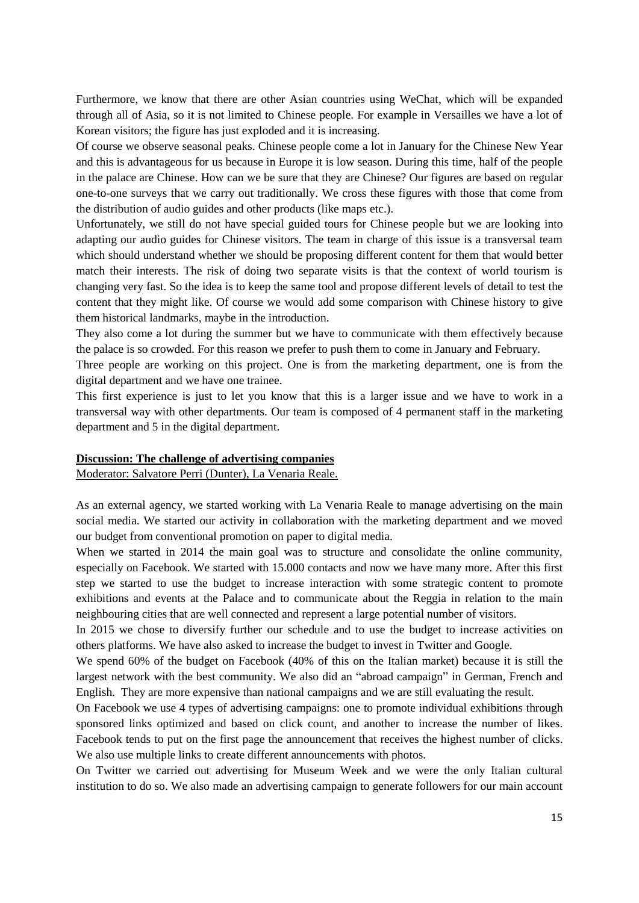Furthermore, we know that there are other Asian countries using WeChat, which will be expanded through all of Asia, so it is not limited to Chinese people. For example in Versailles we have a lot of Korean visitors; the figure has just exploded and it is increasing.

Of course we observe seasonal peaks. Chinese people come a lot in January for the Chinese New Year and this is advantageous for us because in Europe it is low season. During this time, half of the people in the palace are Chinese. How can we be sure that they are Chinese? Our figures are based on regular one-to-one surveys that we carry out traditionally. We cross these figures with those that come from the distribution of audio guides and other products (like maps etc.).

Unfortunately, we still do not have special guided tours for Chinese people but we are looking into adapting our audio guides for Chinese visitors. The team in charge of this issue is a transversal team which should understand whether we should be proposing different content for them that would better match their interests. The risk of doing two separate visits is that the context of world tourism is changing very fast. So the idea is to keep the same tool and propose different levels of detail to test the content that they might like. Of course we would add some comparison with Chinese history to give them historical landmarks, maybe in the introduction.

They also come a lot during the summer but we have to communicate with them effectively because the palace is so crowded. For this reason we prefer to push them to come in January and February.

Three people are working on this project. One is from the marketing department, one is from the digital department and we have one trainee.

This first experience is just to let you know that this is a larger issue and we have to work in a transversal way with other departments. Our team is composed of 4 permanent staff in the marketing department and 5 in the digital department.

**Discussion: The challenge of advertising companies**

Moderator: Salvatore Perri (Dunter), La Venaria Reale.

As an external agency, we started working with La Venaria Reale to manage advertising on the main social media. We started our activity in collaboration with the marketing department and we moved our budget from conventional promotion on paper to digital media.

When we started in 2014 the main goal was to structure and consolidate the online community, especially on Facebook. We started with 15.000 contacts and now we have many more. After this first step we started to use the budget to increase interaction with some strategic content to promote exhibitions and events at the Palace and to communicate about the Reggia in relation to the main neighbouring cities that are well connected and represent a large potential number of visitors.

In 2015 we chose to diversify further our schedule and to use the budget to increase activities on others platforms. We have also asked to increase the budget to invest in Twitter and Google.

We spend 60% of the budget on Facebook (40% of this on the Italian market) because it is still the largest network with the best community. We also did an "abroad campaign" in German, French and English. They are more expensive than national campaigns and we are still evaluating the result.

On Facebook we use 4 types of advertising campaigns: one to promote individual exhibitions through sponsored links optimized and based on click count, and another to increase the number of likes. Facebook tends to put on the first page the announcement that receives the highest number of clicks. We also use multiple links to create different announcements with photos.

On Twitter we carried out advertising for Museum Week and we were the only Italian cultural institution to do so. We also made an advertising campaign to generate followers for our main account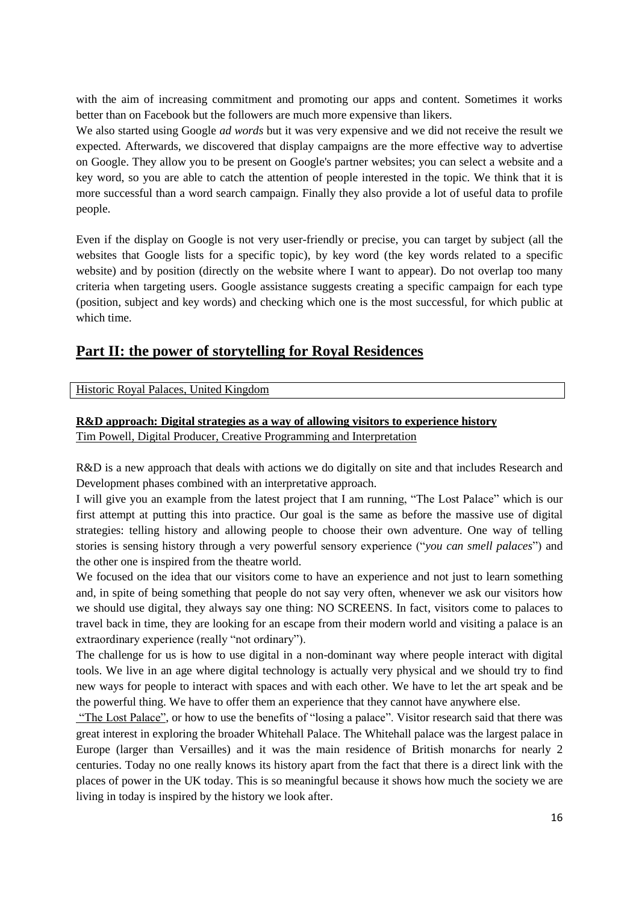with the aim of increasing commitment and promoting our apps and content. Sometimes it works better than on Facebook but the followers are much more expensive than likers.

We also started using Google *ad words* but it was very expensive and we did not receive the result we expected. Afterwards, we discovered that display campaigns are the more effective way to advertise on Google. They allow you to be present on Google's partner websites; you can select a website and a key word, so you are able to catch the attention of people interested in the topic. We think that it is more successful than a word search campaign. Finally they also provide a lot of useful data to profile people.

Even if the display on Google is not very user-friendly or precise, you can target by subject (all the websites that Google lists for a specific topic), by key word (the key words related to a specific website) and by position (directly on the website where I want to appear). Do not overlap too many criteria when targeting users. Google assistance suggests creating a specific campaign for each type (position, subject and key words) and checking which one is the most successful, for which public at which time.

## Part II: the power of storytelling for Royal Residences

Historic Royal Palaces, United Kingdom

**R&D approach: Digital strategies as a way of allowing visitors to experience history**
Tim Powell, Digital Producer, Creative Programming and Interpretation

R&D is a new approach that deals with actions we do digitally on site and that includes Research and Development phases combined with an interpretative approach.

I will give you an example from the latest project that I am running, "The Lost Palace" which is our first attempt at putting this into practice. Our goal is the same as before the massive use of digital strategies: telling history and allowing people to choose their own adventure. One way of telling stories is sensing history through a very powerful sensory experience ("*you can smell palaces*") and the other one is inspired from the theatre world.

We focused on the idea that our visitors come to have an experience and not just to learn something and, in spite of being something that people do not say very often, whenever we ask our visitors how we should use digital, they always say one thing: NO SCREENS. In fact, visitors come to palaces to travel back in time, they are looking for an escape from their modern world and visiting a palace is an extraordinary experience (really "not ordinary").

The challenge for us is how to use digital in a non-dominant way where people interact with digital tools. We live in an age where digital technology is actually very physical and we should try to find new ways for people to interact with spaces and with each other. We have to let the art speak and be the powerful thing. We have to offer them an experience that they cannot have anywhere else.

"The Lost Palace", or how to use the benefits of "losing a palace". Visitor research said that there was great interest in exploring the broader Whitehall Palace. The Whitehall palace was the largest palace in Europe (larger than Versailles) and it was the main residence of British monarchs for nearly 2 centuries. Today no one really knows its history apart from the fact that there is a direct link with the places of power in the UK today. This is so meaningful because it shows how much the society we are living in today is inspired by the history we look after.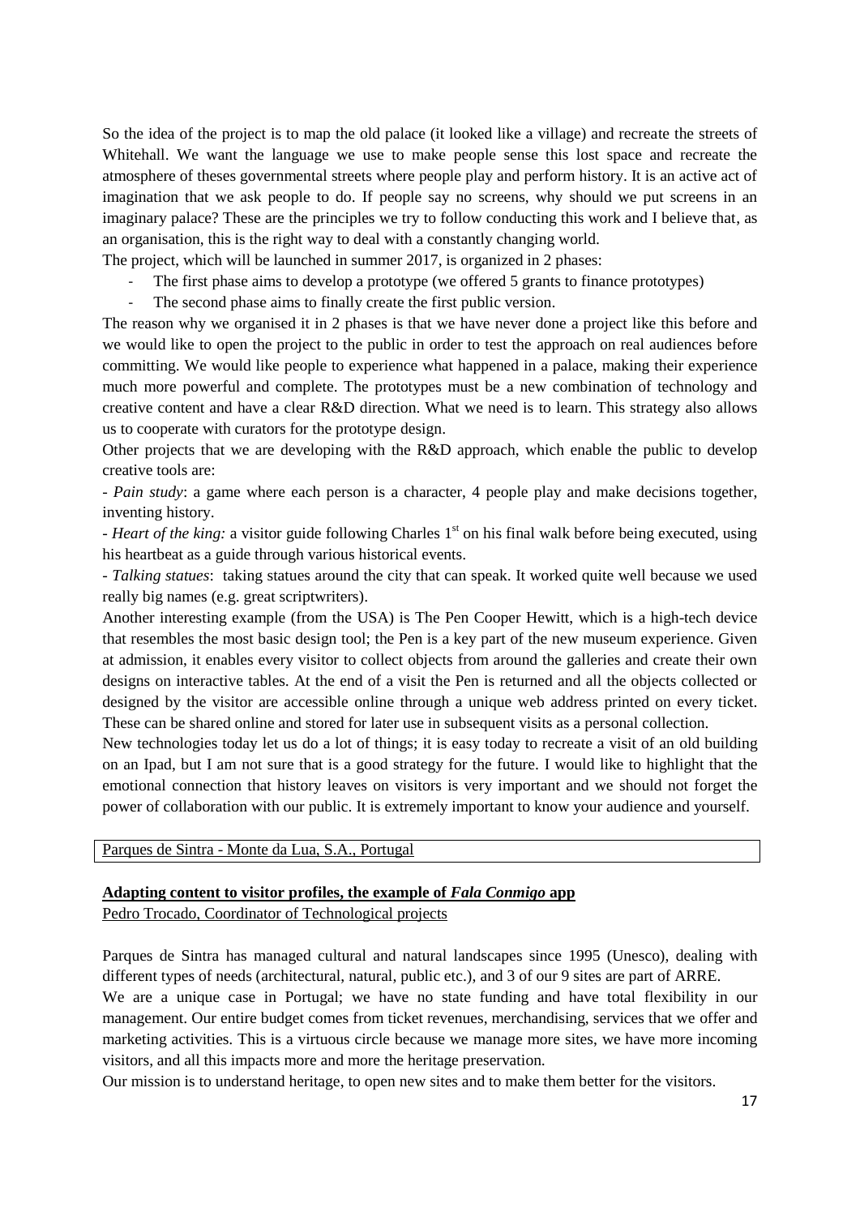So the idea of the project is to map the old palace (it looked like a village) and recreate the streets of Whitehall. We want the language we use to make people sense this lost space and recreate the atmosphere of theses governmental streets where people play and perform history. It is an active act of imagination that we ask people to do. If people say no screens, why should we put screens in an imaginary palace? These are the principles we try to follow conducting this work and I believe that, as an organisation, this is the right way to deal with a constantly changing world.

The project, which will be launched in summer 2017, is organized in 2 phases:

- The first phase aims to develop a prototype (we offered 5 grants to finance prototypes)
- The second phase aims to finally create the first public version.

The reason why we organised it in 2 phases is that we have never done a project like this before and we would like to open the project to the public in order to test the approach on real audiences before committing. We would like people to experience what happened in a palace, making their experience much more powerful and complete. The prototypes must be a new combination of technology and creative content and have a clear R&D direction. What we need is to learn. This strategy also allows us to cooperate with curators for the prototype design.

Other projects that we are developing with the R&D approach, which enable the public to develop creative tools are:

- *Pain study*: a game where each person is a character, 4 people play and make decisions together, inventing history.
- *Heart of the king:* a visitor guide following Charles 1st on his final walk before being executed, using his heartbeat as a guide through various historical events.
- *Talking statues*: taking statues around the city that can speak. It worked quite well because we used really big names (e.g. great scriptwriters).

Another interesting example (from the USA) is The Pen Cooper Hewitt, which is a high-tech device that resembles the most basic design tool; the Pen is a key part of the new museum experience. Given at admission, it enables every visitor to collect objects from around the galleries and create their own designs on interactive tables. At the end of a visit the Pen is returned and all the objects collected or designed by the visitor are accessible online through a unique web address printed on every ticket. These can be shared online and stored for later use in subsequent visits as a personal collection.

New technologies today let us do a lot of things; it is easy today to recreate a visit of an old building on an Ipad, but I am not sure that is a good strategy for the future. I would like to highlight that the emotional connection that history leaves on visitors is very important and we should not forget the power of collaboration with our public. It is extremely important to know your audience and yourself.

Parques de Sintra - Monte da Lua, S.A., Portugal

**Adapting content to visitor profiles, the example of *Fala Conmigo* app**

Pedro Trocado, Coordinator of Technological projects

Parques de Sintra has managed cultural and natural landscapes since 1995 (Unesco), dealing with different types of needs (architectural, natural, public etc.), and 3 of our 9 sites are part of ARRE.

We are a unique case in Portugal; we have no state funding and have total flexibility in our management. Our entire budget comes from ticket revenues, merchandising, services that we offer and marketing activities. This is a virtuous circle because we manage more sites, we have more incoming visitors, and all this impacts more and more the heritage preservation.

Our mission is to understand heritage, to open new sites and to make them better for the visitors.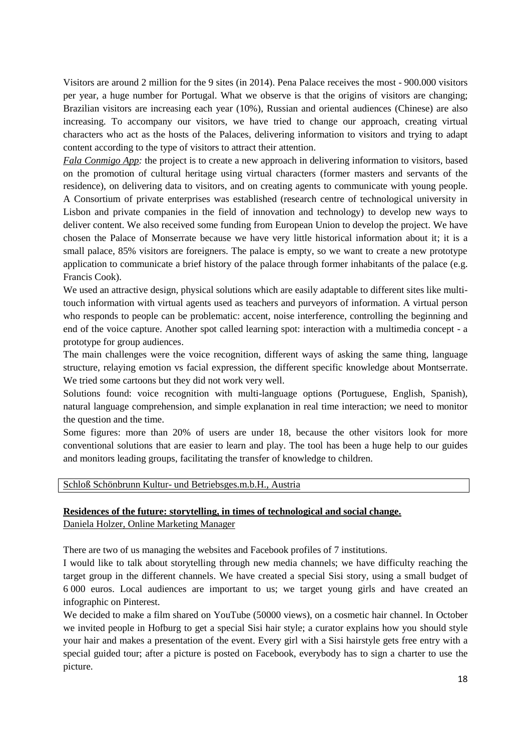Visitors are around 2 million for the 9 sites (in 2014). Pena Palace receives the most - 900.000 visitors per year, a huge number for Portugal. What we observe is that the origins of visitors are changing; Brazilian visitors are increasing each year (10%), Russian and oriental audiences (Chinese) are also increasing. To accompany our visitors, we have tried to change our approach, creating virtual characters who act as the hosts of the Palaces, delivering information to visitors and trying to adapt content according to the type of visitors to attract their attention.

*Fala Conmigo App:* the project is to create a new approach in delivering information to visitors, based on the promotion of cultural heritage using virtual characters (former masters and servants of the residence), on delivering data to visitors, and on creating agents to communicate with young people. A Consortium of private enterprises was established (research centre of technological university in Lisbon and private companies in the field of innovation and technology) to develop new ways to deliver content. We also received some funding from European Union to develop the project. We have chosen the Palace of Monserrate because we have very little historical information about it; it is a small palace, 85% visitors are foreigners. The palace is empty, so we want to create a new prototype application to communicate a brief history of the palace through former inhabitants of the palace (e.g. Francis Cook).

We used an attractive design, physical solutions which are easily adaptable to different sites like multi-touch information with virtual agents used as teachers and purveyors of information. A virtual person who responds to people can be problematic: accent, noise interference, controlling the beginning and end of the voice capture. Another spot called learning spot: interaction with a multimedia concept - a prototype for group audiences.

The main challenges were the voice recognition, different ways of asking the same thing, language structure, relaying emotion vs facial expression, the different specific knowledge about Montserrate. We tried some cartoons but they did not work very well.

Solutions found: voice recognition with multi-language options (Portuguese, English, Spanish), natural language comprehension, and simple explanation in real time interaction; we need to monitor the question and the time.

Some figures: more than 20% of users are under 18, because the other visitors look for more conventional solutions that are easier to learn and play. The tool has been a huge help to our guides and monitors leading groups, facilitating the transfer of knowledge to children.

Schloß Schönbrunn Kultur- und Betriebsges.m.b.H., Austria

**Residences of the future: storytelling, in times of technological and social change.**

Daniela Holzer, Online Marketing Manager

There are two of us managing the websites and Facebook profiles of 7 institutions.

I would like to talk about storytelling through new media channels; we have difficulty reaching the target group in the different channels. We have created a special Sisi story, using a small budget of 6 000 euros. Local audiences are important to us; we target young girls and have created an infographic on Pinterest.

We decided to make a film shared on YouTube (50000 views), on a cosmetic hair channel. In October we invited people in Hofburg to get a special Sisi hair style; a curator explains how you should style your hair and makes a presentation of the event. Every girl with a Sisi hairstyle gets free entry with a special guided tour; after a picture is posted on Facebook, everybody has to sign a charter to use the picture.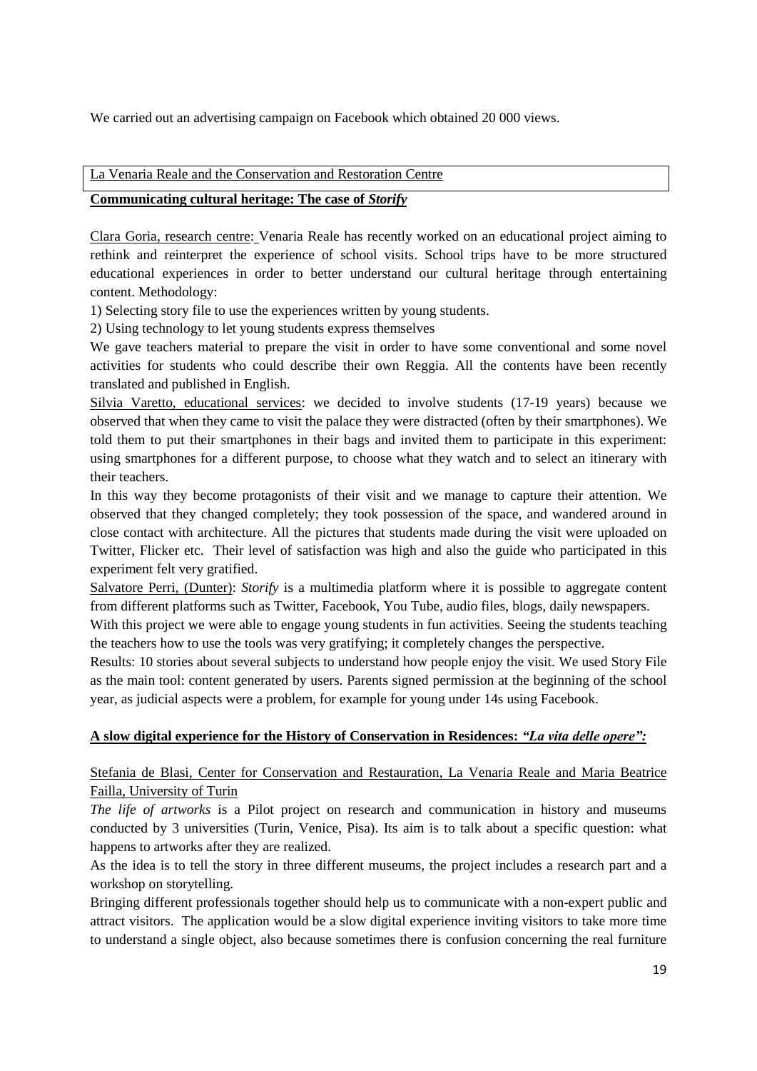We carried out an advertising campaign on Facebook which obtained 20 000 views.

La Venaria Reale and the Conservation and Restoration Centre

**Communicating cultural heritage: The case of *Storify***

Clara Goria, research centre: Venaria Reale has recently worked on an educational project aiming to rethink and reinterpret the experience of school visits. School trips have to be more structured educational experiences in order to better understand our cultural heritage through entertaining content. Methodology:

1) Selecting story file to use the experiences written by young students.

2) Using technology to let young students express themselves

We gave teachers material to prepare the visit in order to have some conventional and some novel activities for students who could describe their own Reggia. All the contents have been recently translated and published in English.

Silvia Varetto, educational services: we decided to involve students (17-19 years) because we observed that when they came to visit the palace they were distracted (often by their smartphones). We told them to put their smartphones in their bags and invited them to participate in this experiment: using smartphones for a different purpose, to choose what they watch and to select an itinerary with their teachers.

In this way they become protagonists of their visit and we manage to capture their attention. We observed that they changed completely; they took possession of the space, and wandered around in close contact with architecture. All the pictures that students made during the visit were uploaded on Twitter, Flicker etc. Their level of satisfaction was high and also the guide who participated in this experiment felt very gratified.

Salvatore Perri, (Dunter): *Storify* is a multimedia platform where it is possible to aggregate content from different platforms such as Twitter, Facebook, You Tube, audio files, blogs, daily newspapers.

With this project we were able to engage young students in fun activities. Seeing the students teaching the teachers how to use the tools was very gratifying; it completely changes the perspective.

Results: 10 stories about several subjects to understand how people enjoy the visit. We used Story File as the main tool: content generated by users. Parents signed permission at the beginning of the school year, as judicial aspects were a problem, for example for young under 14s using Facebook.

**A slow digital experience for the History of Conservation in Residences: *"La vita delle opere":***

Stefania de Blasi, Center for Conservation and Restauration, La Venaria Reale and Maria Beatrice Failla, University of Turin

*The life of artworks* is a Pilot project on research and communication in history and museums conducted by 3 universities (Turin, Venice, Pisa). Its aim is to talk about a specific question: what happens to artworks after they are realized.

As the idea is to tell the story in three different museums, the project includes a research part and a workshop on storytelling.

Bringing different professionals together should help us to communicate with a non-expert public and attract visitors. The application would be a slow digital experience inviting visitors to take more time to understand a single object, also because sometimes there is confusion concerning the real furniture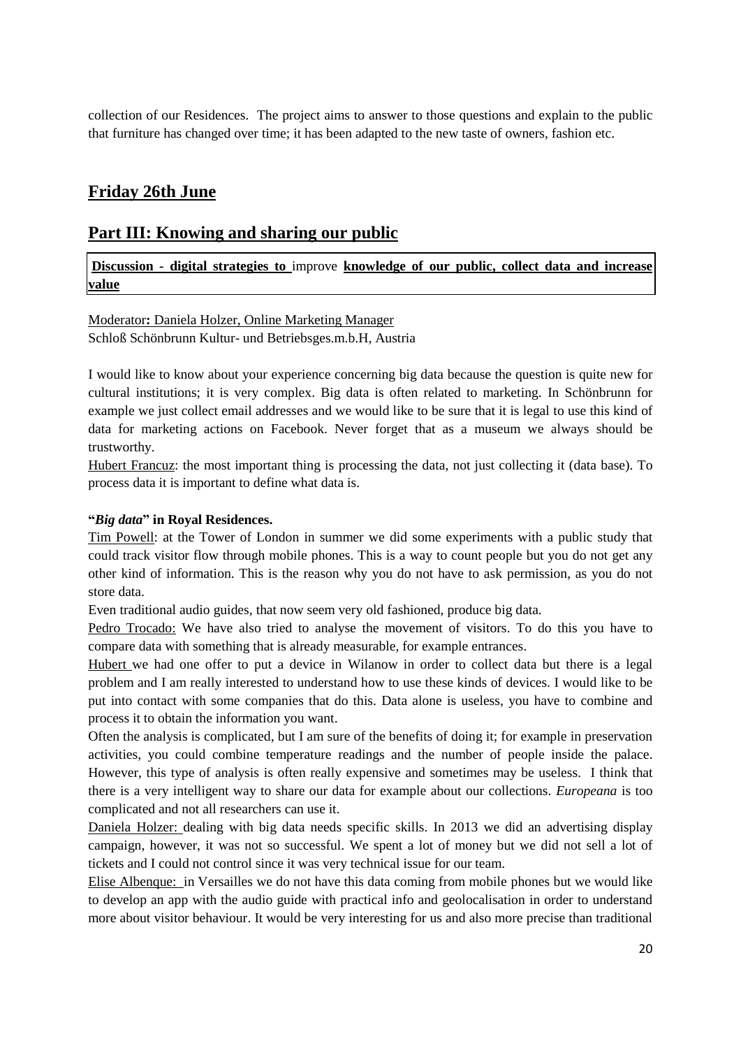collection of our Residences. The project aims to answer to those questions and explain to the public that furniture has changed over time; it has been adapted to the new taste of owners, fashion etc.

## Friday 26th June

## Part III: Knowing and sharing our public

**Discussion - digital strategies to** improve **knowledge of our public, collect data and increase value**

Moderator**:** Daniela Holzer, Online Marketing Manager
Schloß Schönbrunn Kultur- und Betriebsges.m.b.H, Austria

I would like to know about your experience concerning big data because the question is quite new for cultural institutions; it is very complex. Big data is often related to marketing. In Schönbrunn for example we just collect email addresses and we would like to be sure that it is legal to use this kind of data for marketing actions on Facebook. Never forget that as a museum we always should be trustworthy.

Hubert Francuz: the most important thing is processing the data, not just collecting it (data base). To process data it is important to define what data is.

**"*Big data*" in Royal Residences.**

Tim Powell: at the Tower of London in summer we did some experiments with a public study that could track visitor flow through mobile phones. This is a way to count people but you do not get any other kind of information. This is the reason why you do not have to ask permission, as you do not store data.

Even traditional audio guides, that now seem very old fashioned, produce big data.

Pedro Trocado: We have also tried to analyse the movement of visitors. To do this you have to compare data with something that is already measurable, for example entrances.

Hubert we had one offer to put a device in Wilanow in order to collect data but there is a legal problem and I am really interested to understand how to use these kinds of devices. I would like to be put into contact with some companies that do this. Data alone is useless, you have to combine and process it to obtain the information you want.

Often the analysis is complicated, but I am sure of the benefits of doing it; for example in preservation activities, you could combine temperature readings and the number of people inside the palace. However, this type of analysis is often really expensive and sometimes may be useless. I think that there is a very intelligent way to share our data for example about our collections. *Europeana* is too complicated and not all researchers can use it.

Daniela Holzer: dealing with big data needs specific skills. In 2013 we did an advertising display campaign, however, it was not so successful. We spent a lot of money but we did not sell a lot of tickets and I could not control since it was very technical issue for our team.

Elise Albenque: in Versailles we do not have this data coming from mobile phones but we would like to develop an app with the audio guide with practical info and geolocalisation in order to understand more about visitor behaviour. It would be very interesting for us and also more precise than traditional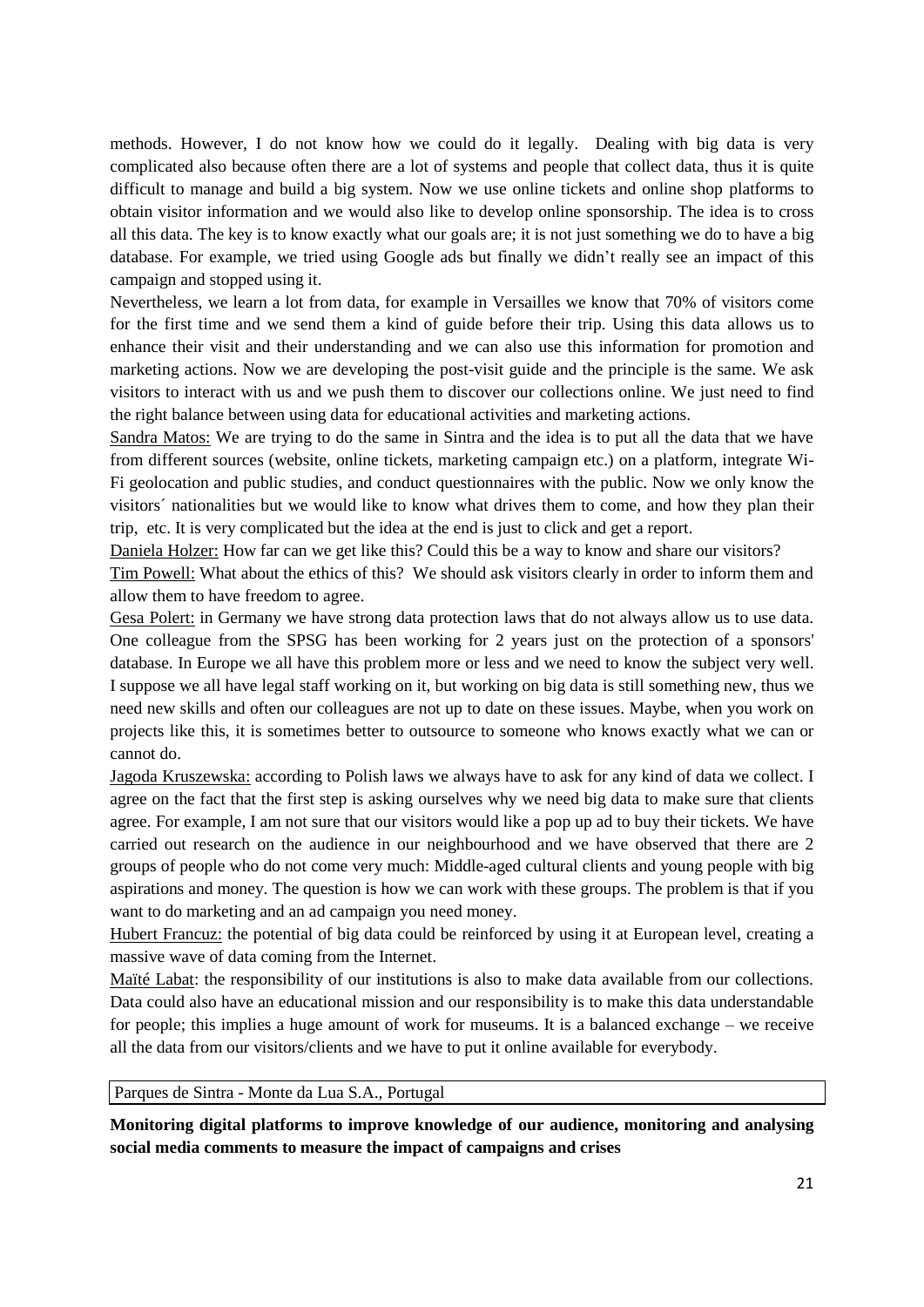methods. However, I do not know how we could do it legally. Dealing with big data is very complicated also because often there are a lot of systems and people that collect data, thus it is quite difficult to manage and build a big system. Now we use online tickets and online shop platforms to obtain visitor information and we would also like to develop online sponsorship. The idea is to cross all this data. The key is to know exactly what our goals are; it is not just something we do to have a big database. For example, we tried using Google ads but finally we didn't really see an impact of this campaign and stopped using it.

Nevertheless, we learn a lot from data, for example in Versailles we know that 70% of visitors come for the first time and we send them a kind of guide before their trip. Using this data allows us to enhance their visit and their understanding and we can also use this information for promotion and marketing actions. Now we are developing the post-visit guide and the principle is the same. We ask visitors to interact with us and we push them to discover our collections online. We just need to find the right balance between using data for educational activities and marketing actions.

<u>Sandra Matos:</u> We are trying to do the same in Sintra and the idea is to put all the data that we have from different sources (website, online tickets, marketing campaign etc.) on a platform, integrate Wi-Fi geolocation and public studies, and conduct questionnaires with the public. Now we only know the visitors´ nationalities but we would like to know what drives them to come, and how they plan their trip, etc. It is very complicated but the idea at the end is just to click and get a report.

<u>Daniela Holzer:</u> How far can we get like this? Could this be a way to know and share our visitors?

<u>Tim Powell:</u> What about the ethics of this? We should ask visitors clearly in order to inform them and allow them to have freedom to agree.

<u>Gesa Polert:</u> in Germany we have strong data protection laws that do not always allow us to use data. One colleague from the SPSG has been working for 2 years just on the protection of a sponsors' database. In Europe we all have this problem more or less and we need to know the subject very well. I suppose we all have legal staff working on it, but working on big data is still something new, thus we need new skills and often our colleagues are not up to date on these issues. Maybe, when you work on projects like this, it is sometimes better to outsource to someone who knows exactly what we can or cannot do.

<u>Jagoda Kruszewska:</u> according to Polish laws we always have to ask for any kind of data we collect. I agree on the fact that the first step is asking ourselves why we need big data to make sure that clients agree. For example, I am not sure that our visitors would like a pop up ad to buy their tickets. We have carried out research on the audience in our neighbourhood and we have observed that there are 2 groups of people who do not come very much: Middle-aged cultural clients and young people with big aspirations and money. The question is how we can work with these groups. The problem is that if you want to do marketing and an ad campaign you need money.

<u>Hubert Francuz:</u> the potential of big data could be reinforced by using it at European level, creating a massive wave of data coming from the Internet.

<u>Maïté Labat</u>: the responsibility of our institutions is also to make data available from our collections. Data could also have an educational mission and our responsibility is to make this data understandable for people; this implies a huge amount of work for museums. It is a balanced exchange – we receive all the data from our visitors/clients and we have to put it online available for everybody.

| Parques de Sintra - Monte da Lua S.A., Portugal |
|---|

**Monitoring digital platforms to improve knowledge of our audience, monitoring and analysing social media comments to measure the impact of campaigns and crises**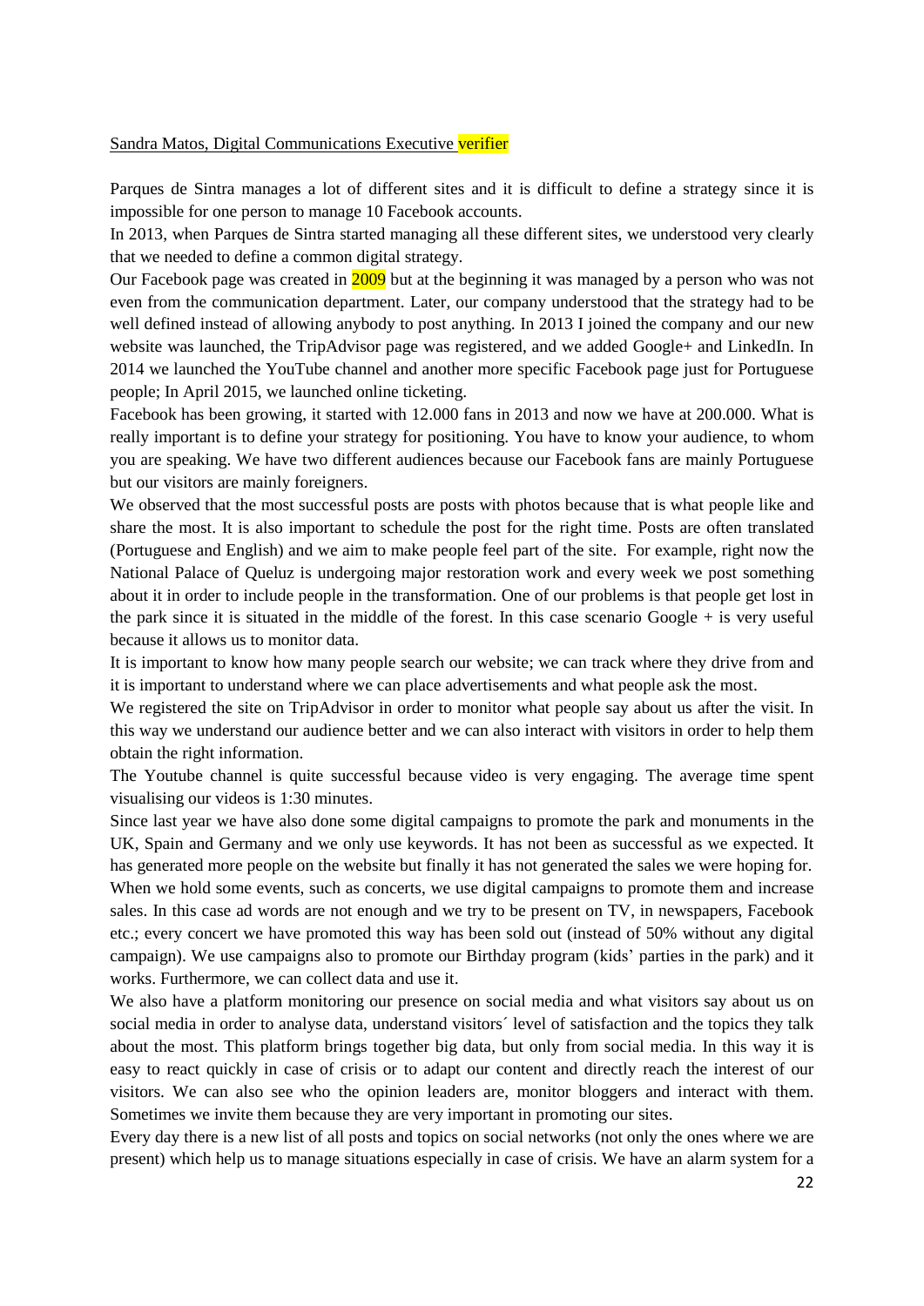Sandra Matos, Digital Communications Executive verifier

Parques de Sintra manages a lot of different sites and it is difficult to define a strategy since it is impossible for one person to manage 10 Facebook accounts.

In 2013, when Parques de Sintra started managing all these different sites, we understood very clearly that we needed to define a common digital strategy.

Our Facebook page was created in 2009 but at the beginning it was managed by a person who was not even from the communication department. Later, our company understood that the strategy had to be well defined instead of allowing anybody to post anything. In 2013 I joined the company and our new website was launched, the TripAdvisor page was registered, and we added Google+ and LinkedIn. In 2014 we launched the YouTube channel and another more specific Facebook page just for Portuguese people; In April 2015, we launched online ticketing.

Facebook has been growing, it started with 12.000 fans in 2013 and now we have at 200.000. What is really important is to define your strategy for positioning. You have to know your audience, to whom you are speaking. We have two different audiences because our Facebook fans are mainly Portuguese but our visitors are mainly foreigners.

We observed that the most successful posts are posts with photos because that is what people like and share the most. It is also important to schedule the post for the right time. Posts are often translated (Portuguese and English) and we aim to make people feel part of the site. For example, right now the National Palace of Queluz is undergoing major restoration work and every week we post something about it in order to include people in the transformation. One of our problems is that people get lost in the park since it is situated in the middle of the forest. In this case scenario Google + is very useful because it allows us to monitor data.

It is important to know how many people search our website; we can track where they drive from and it is important to understand where we can place advertisements and what people ask the most.

We registered the site on TripAdvisor in order to monitor what people say about us after the visit. In this way we understand our audience better and we can also interact with visitors in order to help them obtain the right information.

The Youtube channel is quite successful because video is very engaging. The average time spent visualising our videos is 1:30 minutes.

Since last year we have also done some digital campaigns to promote the park and monuments in the UK, Spain and Germany and we only use keywords. It has not been as successful as we expected. It has generated more people on the website but finally it has not generated the sales we were hoping for.

When we hold some events, such as concerts, we use digital campaigns to promote them and increase sales. In this case ad words are not enough and we try to be present on TV, in newspapers, Facebook etc.; every concert we have promoted this way has been sold out (instead of 50% without any digital campaign). We use campaigns also to promote our Birthday program (kids' parties in the park) and it works. Furthermore, we can collect data and use it.

We also have a platform monitoring our presence on social media and what visitors say about us on social media in order to analyse data, understand visitors´ level of satisfaction and the topics they talk about the most. This platform brings together big data, but only from social media. In this way it is easy to react quickly in case of crisis or to adapt our content and directly reach the interest of our visitors. We can also see who the opinion leaders are, monitor bloggers and interact with them. Sometimes we invite them because they are very important in promoting our sites.

Every day there is a new list of all posts and topics on social networks (not only the ones where we are present) which help us to manage situations especially in case of crisis. We have an alarm system for a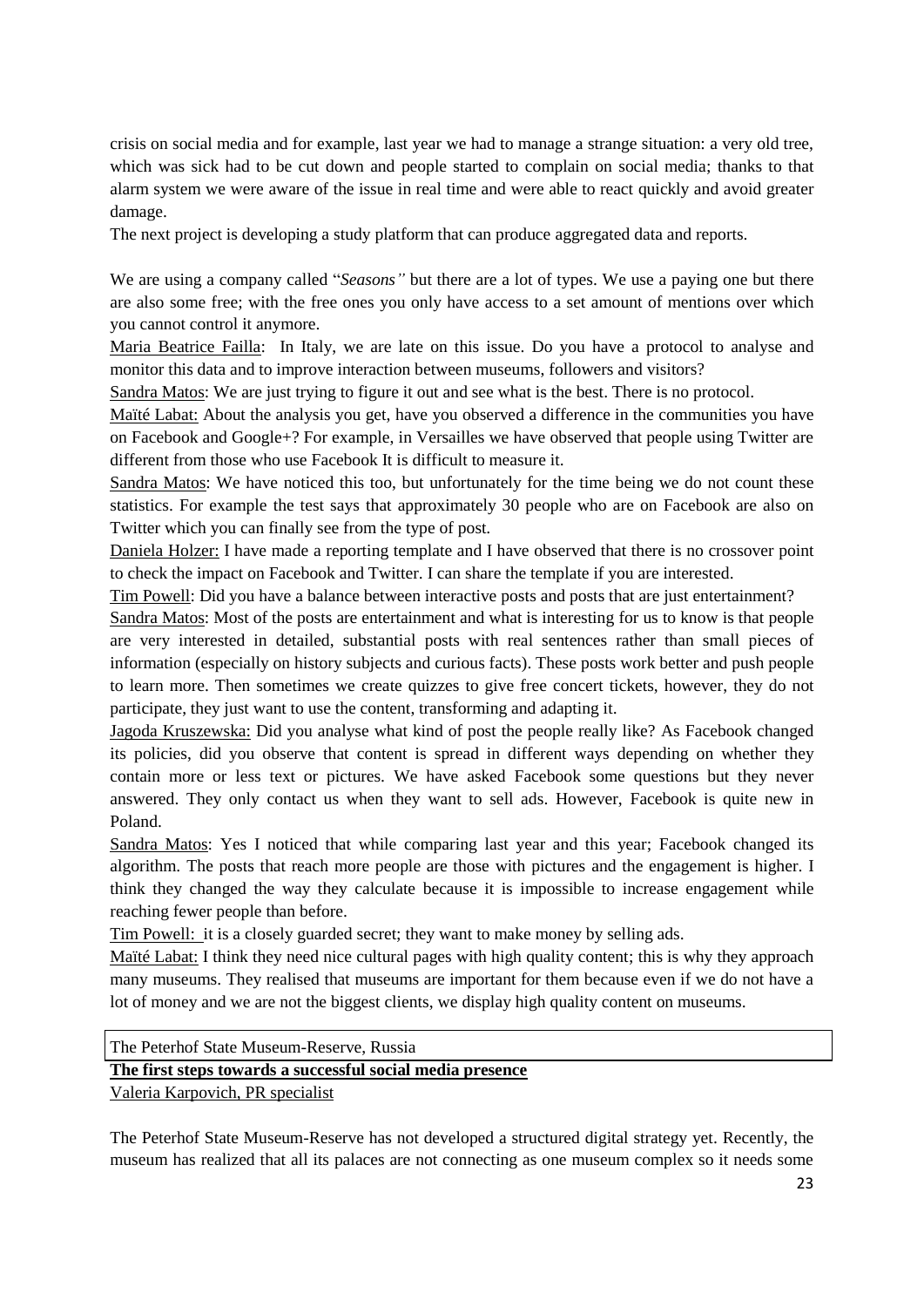crisis on social media and for example, last year we had to manage a strange situation: a very old tree, which was sick had to be cut down and people started to complain on social media; thanks to that alarm system we were aware of the issue in real time and were able to react quickly and avoid greater damage.

The next project is developing a study platform that can produce aggregated data and reports.

We are using a company called "*Seasons"* but there are a lot of types. We use a paying one but there are also some free; with the free ones you only have access to a set amount of mentions over which you cannot control it anymore.

Maria Beatrice Failla: In Italy, we are late on this issue. Do you have a protocol to analyse and monitor this data and to improve interaction between museums, followers and visitors?

Sandra Matos: We are just trying to figure it out and see what is the best. There is no protocol.

Maïté Labat: About the analysis you get, have you observed a difference in the communities you have on Facebook and Google+? For example, in Versailles we have observed that people using Twitter are different from those who use Facebook It is difficult to measure it.

Sandra Matos: We have noticed this too, but unfortunately for the time being we do not count these statistics. For example the test says that approximately 30 people who are on Facebook are also on Twitter which you can finally see from the type of post.

Daniela Holzer: I have made a reporting template and I have observed that there is no crossover point to check the impact on Facebook and Twitter. I can share the template if you are interested.

Tim Powell: Did you have a balance between interactive posts and posts that are just entertainment?

Sandra Matos: Most of the posts are entertainment and what is interesting for us to know is that people are very interested in detailed, substantial posts with real sentences rather than small pieces of information (especially on history subjects and curious facts). These posts work better and push people to learn more. Then sometimes we create quizzes to give free concert tickets, however, they do not participate, they just want to use the content, transforming and adapting it.

Jagoda Kruszewska: Did you analyse what kind of post the people really like? As Facebook changed its policies, did you observe that content is spread in different ways depending on whether they contain more or less text or pictures. We have asked Facebook some questions but they never answered. They only contact us when they want to sell ads. However, Facebook is quite new in Poland.

Sandra Matos: Yes I noticed that while comparing last year and this year; Facebook changed its algorithm. The posts that reach more people are those with pictures and the engagement is higher. I think they changed the way they calculate because it is impossible to increase engagement while reaching fewer people than before.

Tim Powell: it is a closely guarded secret; they want to make money by selling ads.

Maïté Labat: I think they need nice cultural pages with high quality content; this is why they approach many museums. They realised that museums are important for them because even if we do not have a lot of money and we are not the biggest clients, we display high quality content on museums.

The Peterhof State Museum-Reserve, Russia

**The first steps towards a successful social media presence**

Valeria Karpovich, PR specialist

The Peterhof State Museum-Reserve has not developed a structured digital strategy yet. Recently, the museum has realized that all its palaces are not connecting as one museum complex so it needs some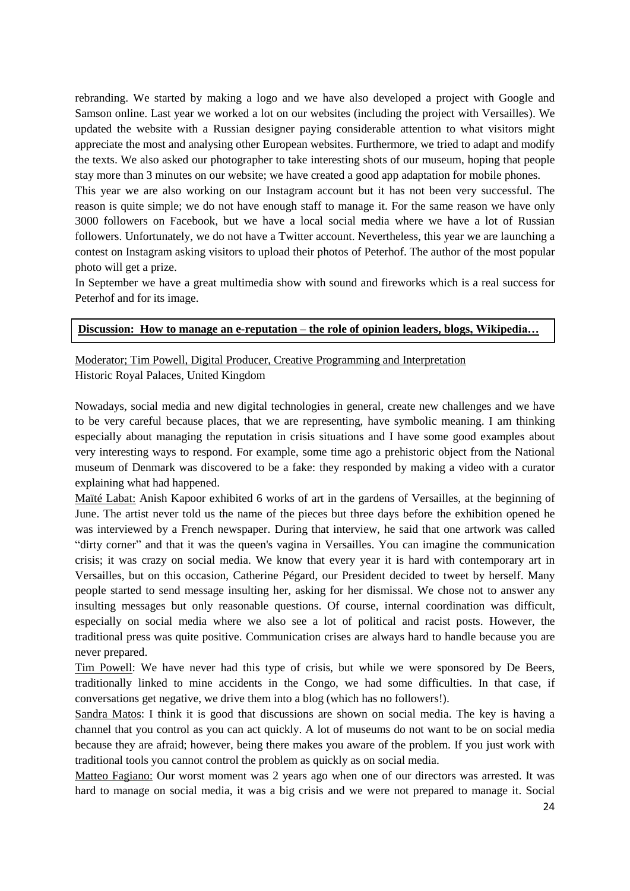rebranding. We started by making a logo and we have also developed a project with Google and Samson online. Last year we worked a lot on our websites (including the project with Versailles). We updated the website with a Russian designer paying considerable attention to what visitors might appreciate the most and analysing other European websites. Furthermore, we tried to adapt and modify the texts. We also asked our photographer to take interesting shots of our museum, hoping that people stay more than 3 minutes on our website; we have created a good app adaptation for mobile phones.

This year we are also working on our Instagram account but it has not been very successful. The reason is quite simple; we do not have enough staff to manage it. For the same reason we have only 3000 followers on Facebook, but we have a local social media where we have a lot of Russian followers. Unfortunately, we do not have a Twitter account. Nevertheless, this year we are launching a contest on Instagram asking visitors to upload their photos of Peterhof. The author of the most popular photo will get a prize.

In September we have a great multimedia show with sound and fireworks which is a real success for Peterhof and for its image.

**Discussion: How to manage an e-reputation – the role of opinion leaders, blogs, Wikipedia…**

Moderator; Tim Powell, Digital Producer, Creative Programming and Interpretation
Historic Royal Palaces, United Kingdom

Nowadays, social media and new digital technologies in general, create new challenges and we have to be very careful because places, that we are representing, have symbolic meaning. I am thinking especially about managing the reputation in crisis situations and I have some good examples about very interesting ways to respond. For example, some time ago a prehistoric object from the National museum of Denmark was discovered to be a fake: they responded by making a video with a curator explaining what had happened.

Maïté Labat: Anish Kapoor exhibited 6 works of art in the gardens of Versailles, at the beginning of June. The artist never told us the name of the pieces but three days before the exhibition opened he was interviewed by a French newspaper. During that interview, he said that one artwork was called "dirty corner" and that it was the queen's vagina in Versailles. You can imagine the communication crisis; it was crazy on social media. We know that every year it is hard with contemporary art in Versailles, but on this occasion, Catherine Pégard, our President decided to tweet by herself. Many people started to send message insulting her, asking for her dismissal. We chose not to answer any insulting messages but only reasonable questions. Of course, internal coordination was difficult, especially on social media where we also see a lot of political and racist posts. However, the traditional press was quite positive. Communication crises are always hard to handle because you are never prepared.

Tim Powell: We have never had this type of crisis, but while we were sponsored by De Beers, traditionally linked to mine accidents in the Congo, we had some difficulties. In that case, if conversations get negative, we drive them into a blog (which has no followers!).

Sandra Matos: I think it is good that discussions are shown on social media. The key is having a channel that you control as you can act quickly. A lot of museums do not want to be on social media because they are afraid; however, being there makes you aware of the problem. If you just work with traditional tools you cannot control the problem as quickly as on social media.

Matteo Fagiano: Our worst moment was 2 years ago when one of our directors was arrested. It was hard to manage on social media, it was a big crisis and we were not prepared to manage it. Social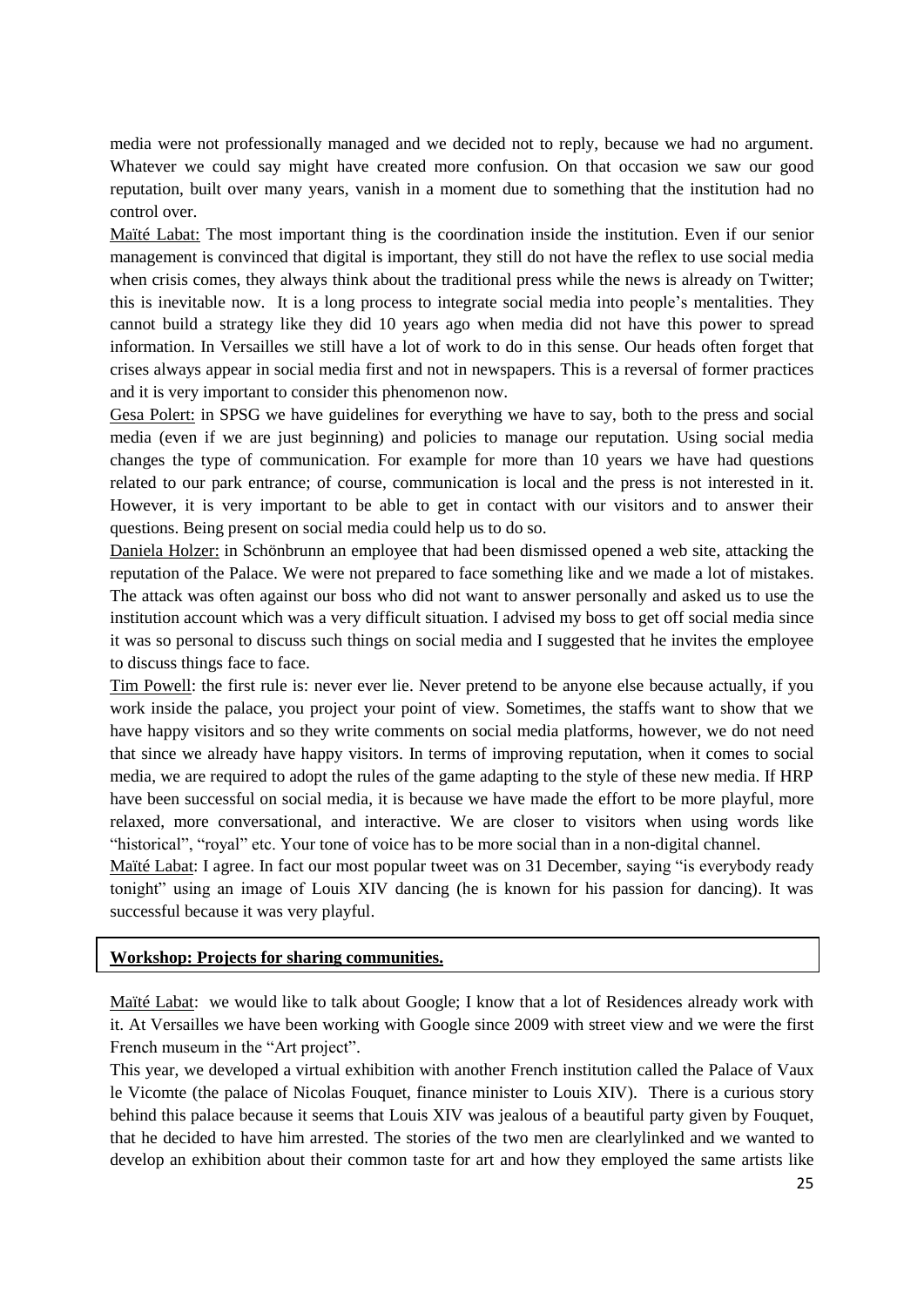media were not professionally managed and we decided not to reply, because we had no argument. Whatever we could say might have created more confusion. On that occasion we saw our good reputation, built over many years, vanish in a moment due to something that the institution had no control over.

Maïté Labat: The most important thing is the coordination inside the institution. Even if our senior management is convinced that digital is important, they still do not have the reflex to use social media when crisis comes, they always think about the traditional press while the news is already on Twitter; this is inevitable now. It is a long process to integrate social media into people's mentalities. They cannot build a strategy like they did 10 years ago when media did not have this power to spread information. In Versailles we still have a lot of work to do in this sense. Our heads often forget that crises always appear in social media first and not in newspapers. This is a reversal of former practices and it is very important to consider this phenomenon now.

Gesa Polert: in SPSG we have guidelines for everything we have to say, both to the press and social media (even if we are just beginning) and policies to manage our reputation. Using social media changes the type of communication. For example for more than 10 years we have had questions related to our park entrance; of course, communication is local and the press is not interested in it. However, it is very important to be able to get in contact with our visitors and to answer their questions. Being present on social media could help us to do so.

Daniela Holzer: in Schönbrunn an employee that had been dismissed opened a web site, attacking the reputation of the Palace. We were not prepared to face something like and we made a lot of mistakes. The attack was often against our boss who did not want to answer personally and asked us to use the institution account which was a very difficult situation. I advised my boss to get off social media since it was so personal to discuss such things on social media and I suggested that he invites the employee to discuss things face to face.

Tim Powell: the first rule is: never ever lie. Never pretend to be anyone else because actually, if you work inside the palace, you project your point of view. Sometimes, the staffs want to show that we have happy visitors and so they write comments on social media platforms, however, we do not need that since we already have happy visitors. In terms of improving reputation, when it comes to social media, we are required to adopt the rules of the game adapting to the style of these new media. If HRP have been successful on social media, it is because we have made the effort to be more playful, more relaxed, more conversational, and interactive. We are closer to visitors when using words like "historical", "royal" etc. Your tone of voice has to be more social than in a non-digital channel.

Maïté Labat: I agree. In fact our most popular tweet was on 31 December, saying "is everybody ready tonight" using an image of Louis XIV dancing (he is known for his passion for dancing). It was successful because it was very playful.

**Workshop: Projects for sharing communities.**

Maïté Labat: we would like to talk about Google; I know that a lot of Residences already work with it. At Versailles we have been working with Google since 2009 with street view and we were the first French museum in the "Art project".

This year, we developed a virtual exhibition with another French institution called the Palace of Vaux le Vicomte (the palace of Nicolas Fouquet, finance minister to Louis XIV). There is a curious story behind this palace because it seems that Louis XIV was jealous of a beautiful party given by Fouquet, that he decided to have him arrested. The stories of the two men are clearlylinked and we wanted to develop an exhibition about their common taste for art and how they employed the same artists like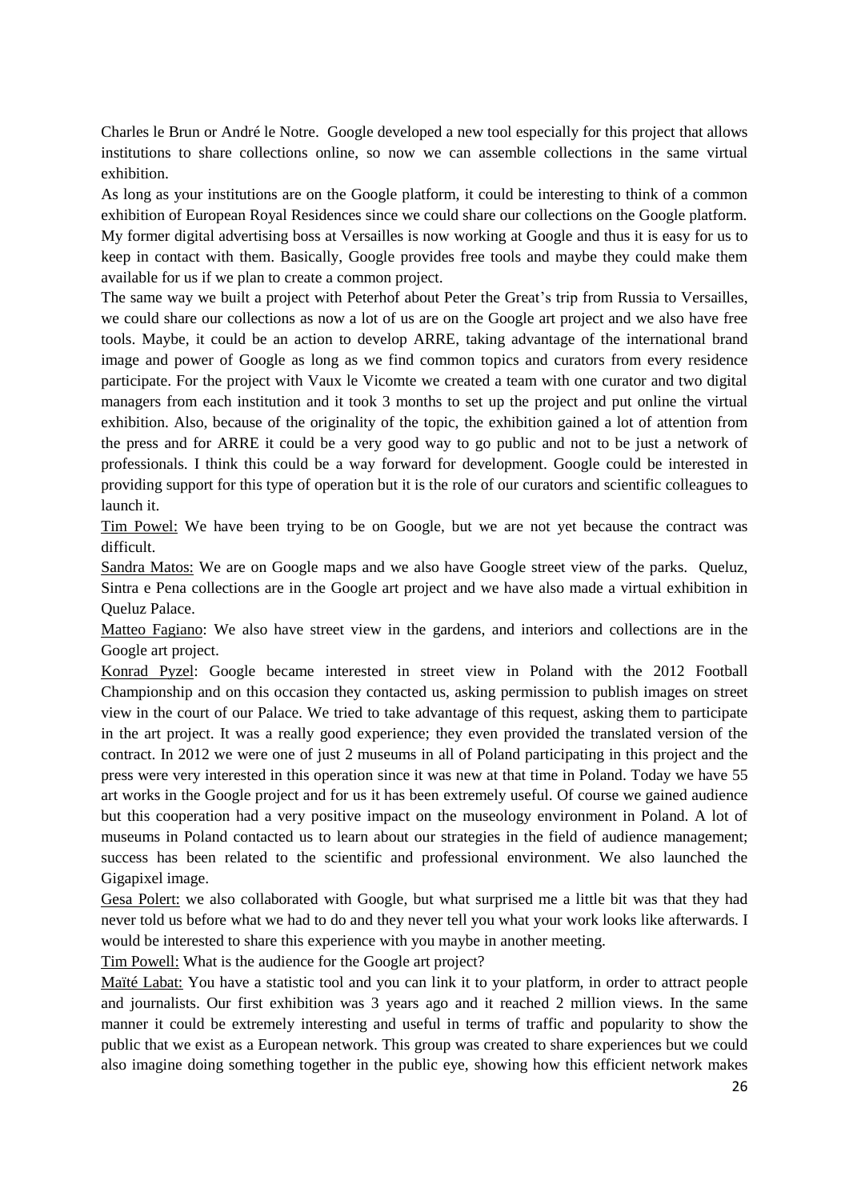Charles le Brun or André le Notre. Google developed a new tool especially for this project that allows institutions to share collections online, so now we can assemble collections in the same virtual exhibition.

As long as your institutions are on the Google platform, it could be interesting to think of a common exhibition of European Royal Residences since we could share our collections on the Google platform. My former digital advertising boss at Versailles is now working at Google and thus it is easy for us to keep in contact with them. Basically, Google provides free tools and maybe they could make them available for us if we plan to create a common project.

The same way we built a project with Peterhof about Peter the Great's trip from Russia to Versailles, we could share our collections as now a lot of us are on the Google art project and we also have free tools. Maybe, it could be an action to develop ARRE, taking advantage of the international brand image and power of Google as long as we find common topics and curators from every residence participate. For the project with Vaux le Vicomte we created a team with one curator and two digital managers from each institution and it took 3 months to set up the project and put online the virtual exhibition. Also, because of the originality of the topic, the exhibition gained a lot of attention from the press and for ARRE it could be a very good way to go public and not to be just a network of professionals. I think this could be a way forward for development. Google could be interested in providing support for this type of operation but it is the role of our curators and scientific colleagues to launch it.

Tim Powel: We have been trying to be on Google, but we are not yet because the contract was difficult.

Sandra Matos: We are on Google maps and we also have Google street view of the parks. Queluz, Sintra e Pena collections are in the Google art project and we have also made a virtual exhibition in Queluz Palace.

Matteo Fagiano: We also have street view in the gardens, and interiors and collections are in the Google art project.

Konrad Pyzel: Google became interested in street view in Poland with the 2012 Football Championship and on this occasion they contacted us, asking permission to publish images on street view in the court of our Palace. We tried to take advantage of this request, asking them to participate in the art project. It was a really good experience; they even provided the translated version of the contract. In 2012 we were one of just 2 museums in all of Poland participating in this project and the press were very interested in this operation since it was new at that time in Poland. Today we have 55 art works in the Google project and for us it has been extremely useful. Of course we gained audience but this cooperation had a very positive impact on the museology environment in Poland. A lot of museums in Poland contacted us to learn about our strategies in the field of audience management; success has been related to the scientific and professional environment. We also launched the Gigapixel image.

Gesa Polert: we also collaborated with Google, but what surprised me a little bit was that they had never told us before what we had to do and they never tell you what your work looks like afterwards. I would be interested to share this experience with you maybe in another meeting.

Tim Powell: What is the audience for the Google art project?

Maïté Labat: You have a statistic tool and you can link it to your platform, in order to attract people and journalists. Our first exhibition was 3 years ago and it reached 2 million views. In the same manner it could be extremely interesting and useful in terms of traffic and popularity to show the public that we exist as a European network. This group was created to share experiences but we could also imagine doing something together in the public eye, showing how this efficient network makes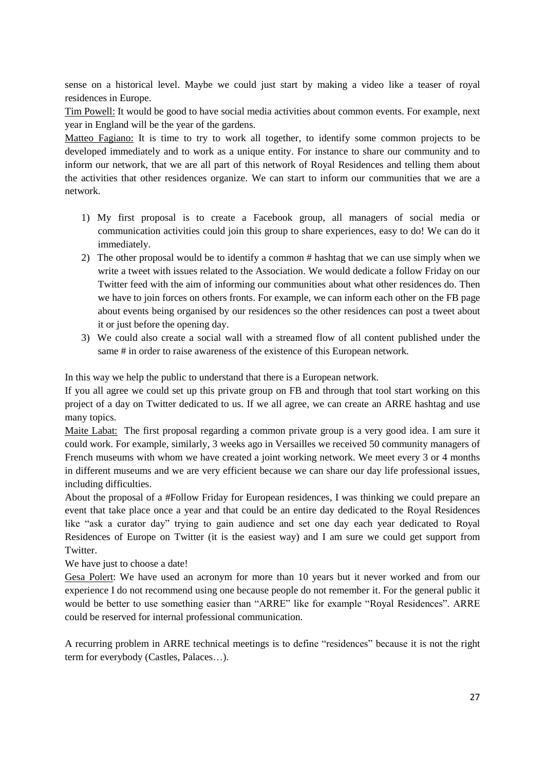sense on a historical level. Maybe we could just start by making a video like a teaser of royal residences in Europe.

Tim Powell: It would be good to have social media activities about common events. For example, next year in England will be the year of the gardens.

Matteo Fagiano: It is time to try to work all together, to identify some common projects to be developed immediately and to work as a unique entity. For instance to share our community and to inform our network, that we are all part of this network of Royal Residences and telling them about the activities that other residences organize. We can start to inform our communities that we are a network.

1) My first proposal is to create a Facebook group, all managers of social media or communication activities could join this group to share experiences, easy to do! We can do it immediately.
2) The other proposal would be to identify a common # hashtag that we can use simply when we write a tweet with issues related to the Association. We would dedicate a follow Friday on our Twitter feed with the aim of informing our communities about what other residences do. Then we have to join forces on others fronts. For example, we can inform each other on the FB page about events being organised by our residences so the other residences can post a tweet about it or just before the opening day.
3) We could also create a social wall with a streamed flow of all content published under the same # in order to raise awareness of the existence of this European network.

In this way we help the public to understand that there is a European network.

If you all agree we could set up this private group on FB and through that tool start working on this project of a day on Twitter dedicated to us. If we all agree, we can create an ARRE hashtag and use many topics.

Maite Labat: The first proposal regarding a common private group is a very good idea. I am sure it could work. For example, similarly, 3 weeks ago in Versailles we received 50 community managers of French museums with whom we have created a joint working network. We meet every 3 or 4 months in different museums and we are very efficient because we can share our day life professional issues, including difficulties.

About the proposal of a #Follow Friday for European residences, I was thinking we could prepare an event that take place once a year and that could be an entire day dedicated to the Royal Residences like "ask a curator day" trying to gain audience and set one day each year dedicated to Royal Residences of Europe on Twitter (it is the easiest way) and I am sure we could get support from Twitter.

We have just to choose a date!

Gesa Polert: We have used an acronym for more than 10 years but it never worked and from our experience I do not recommend using one because people do not remember it. For the general public it would be better to use something easier than "ARRE" like for example "Royal Residences". ARRE could be reserved for internal professional communication.

A recurring problem in ARRE technical meetings is to define "residences" because it is not the right term for everybody (Castles, Palaces…).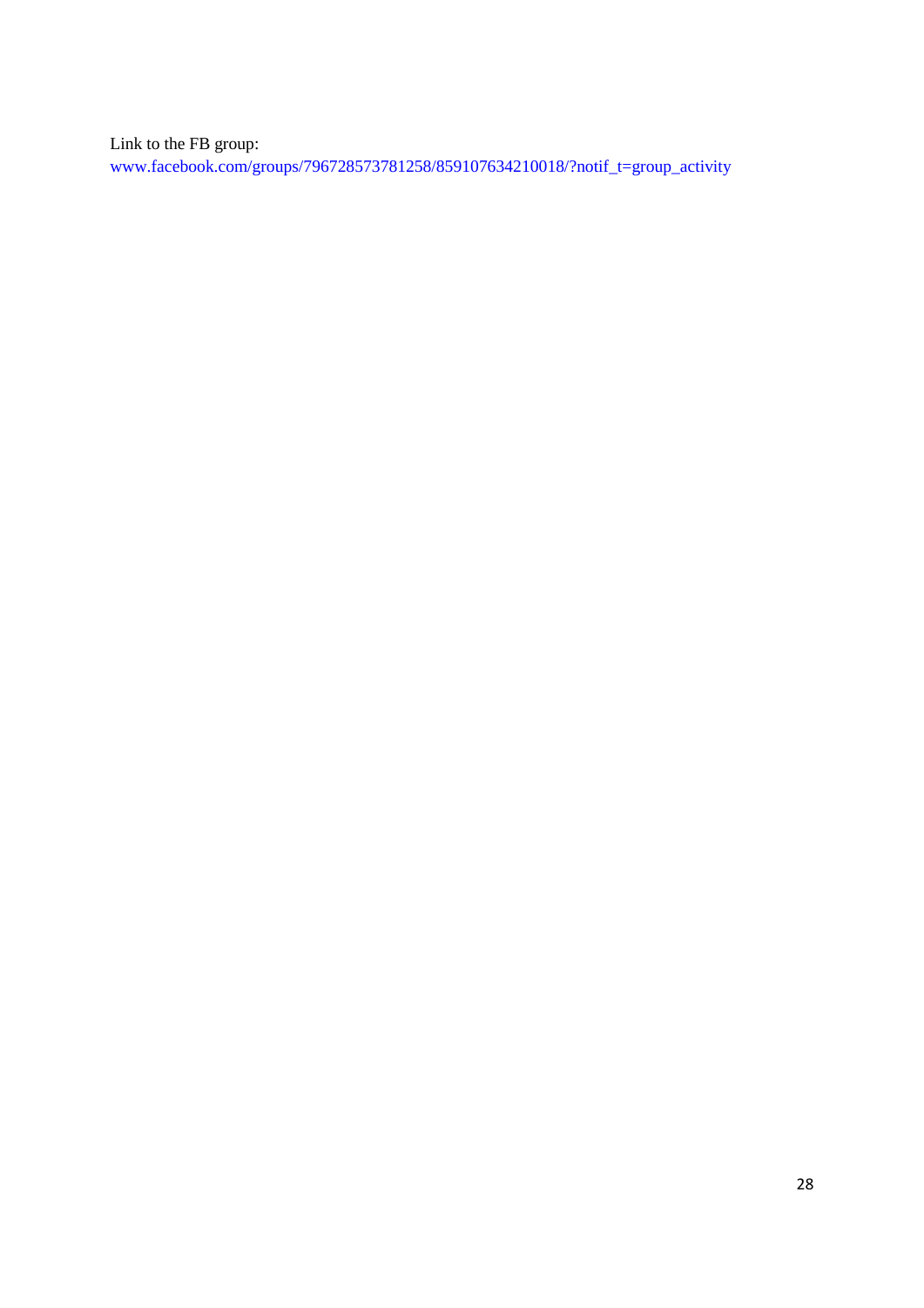Link to the FB group:
www.facebook.com/groups/796728573781258/859107634210018/?notif_t=group_activity